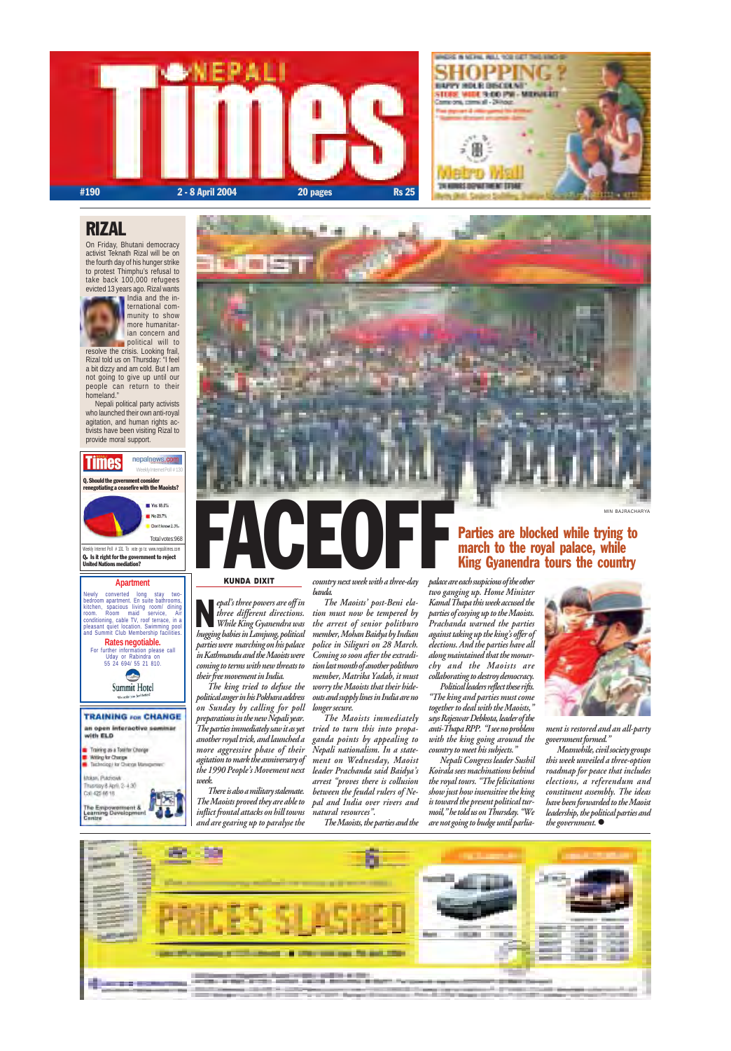# NEPALI Times

#190 | 2 - 8 April 2004 | 20 pages | Rs 25

## RIZAL

On Friday, Bhutani democracy activist Teknath Rizal will be on the fourth day of his hunger strike to protest Thimphu's refusal to take back 100,000 refugees evicted 13 years ago. Rizal wants India and the international community to show more humanitarian concern and political will to resolve the crisis. Looking frail, Rizal told us on Thursday: "I feel a bit dizzy and am cold. But I am not going to give up until our people can return to their homeland."

Nepali political party activists who launched their own anti-royal agitation, and human rights activists have been visiting Rizal to provide moral support.

**Q. Should the government consider renegotiating a ceasefire with the Maoists?**

- Yes 68.1%
- No 29.7%
- Don't know 2.3%

Total votes:968

Weekly Internet Poll # 131. To vote go to: www.nepalitimes.com

**Q. Is it right for the government to reject United Nations mediation?**

MIN BAJRACHARYA

# FACEOFF

### Parties are blocked while trying to march to the royal palace, while King Gyanendra tours the country

**KUNDA DIXIT**

*Nepal's three powers are off in three different directions. While King Gyanendra was hugging babies in Lamjung, political parties were marching on his palace in Kathmandu and the Maoists were coming to terms with new threats to their free movement in India.*

*The king tried to defuse the political anger in his Pokhara address on Sunday by calling for poll preparations in the new Nepali year. The parties immediately saw it as yet another royal trick, and launched a more aggressive phase of their agitation to mark the anniversary of the 1990 People's Movement next week.*

*There is also a military stalemate. The Maoists proved they are able to inflict frontal attacks on hill towns and are gearing up to paralyse the country next week with a three-day banda.*

*The Maoists' post-Beni elation must now be tempered by the arrest of senior politburo member, Mohan Baidya by Indian police in Siliguri on 28 March. Coming so soon after the extradition last month of another politburo member, Matrika Yadab, it must worry the Maoists that their hideouts and supply lines in India are no longer secure.*

*The Maoists immediately tried to turn this into propaganda points by appealing to Nepali nationalism. In a statement on Wednesday, Maoist leader Prachanda said Baidya's arrest "proves there is collusion between the feudal rulers of Nepal and India over rivers and natural resources".*

*The Maoists, the parties and the palace are each suspicious of the other two ganging up. Home Minister Kamal Thapa this week accused the parties of cosying up to the Maoists. Prachanda warned the parties against taking up the king's offer of elections. And the parties have all along maintained that the monarchy and the Maoists are collaborating to destroy democracy.*

*Political leaders reflect these rifts. "The king and parties must come together to deal with the Maoists," says Rajeswar Debkota, leader of the anti-Thapa RPP. "I see no problem with the king going around the country to meet his subjects."*

*Nepali Congress leader Sushil Koirala sees machinations behind the royal tours. "The felicitations show just how insensitive the king is toward the present political turmoil," he told us on Thursday. "We are not going to budge until parliament is restored and an all-party government formed."*

*Meanwhile, civil society groups this week unveiled a three-option roadmap for peace that includes elections, a referendum and constituent assembly. The ideas have been forwarded to the Maoist leadership, the political parties and the government.* ●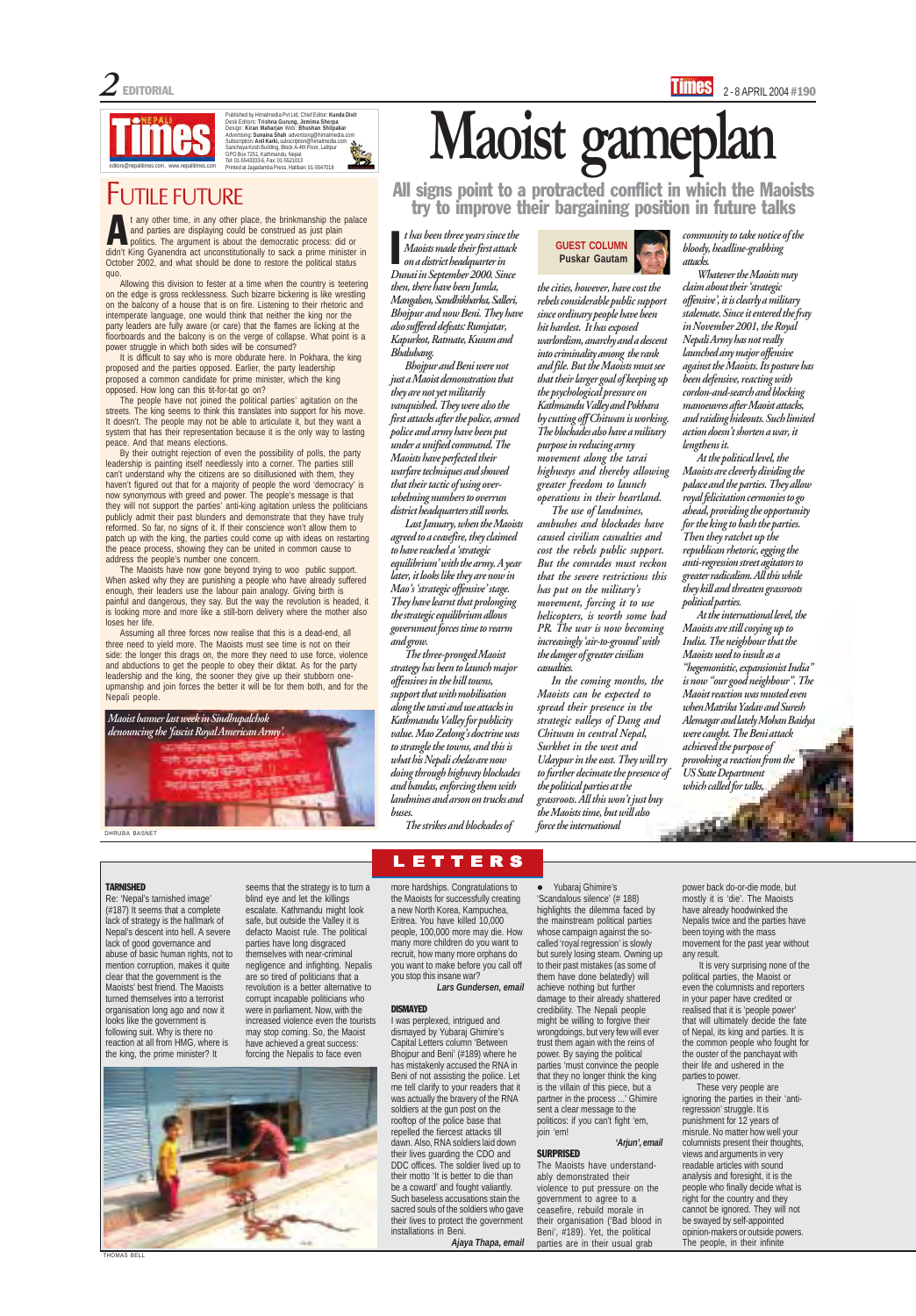# EDITORIAL

Published by Himalmedia Pvt Ltd, Chief Editor: **Kunda Dixit**
Desk Editors: **Trishna Gurung, Jemima Sherpa**
Design: **Kiran Maharjan** Web: **Bhushan Shilpakar**
Advertising: **Sunaina Shah** advertising@himalmedia.com
Subscription: **Anil Karki,** subscription@himalmedia.com
Sanchaya Kosh Building, Block A-4th Floor, Lalitpur
GPO Box 7251, Kathmandu, Nepal
Tel: 01-5543333-6, Fax: 01-5521013
Printed at Jagadamba Press, Hatiban: 01-5547018
editors@nepalitimes.com, www.nepalitimes.com

## FUTILE FUTURE

At any other time, in any other place, the brinkmanship the palace and parties are displaying could be construed as just plain politics. The argument is about the democratic process: did or didn't King Gyanendra act unconstitutionally to sack a prime minister in October 2002, and what should be done to restore the political status quo.

Allowing this division to fester at a time when the country is teetering on the edge is gross recklessness. Such bizarre bickering is like wrestling on the balcony of a house that is on fire. Listening to their rhetoric and intemperate language, one would think that neither the king nor the party leaders are fully aware (or care) that the flames are licking at the floorboards and the balcony is on the verge of collapse. What point is a power struggle in which both sides will be consumed?

It is difficult to say who is more obdurate here. In Pokhara, the king proposed and the parties opposed. Earlier, the party leadership proposed a common candidate for prime minister, which the king opposed. How long can this tit-for-tat go on?

The people have not joined the political parties' agitation on the streets. The king seems to think this translates into support for his move. It doesn't. The people may not be able to articulate it, but they want a system that has their representation because it is the only way to lasting peace. And that means elections.

By their outright rejection of even the possibility of polls, the party leadership is painting itself needlessly into a corner. The parties still can't understand why the citizens are so disillusioned with them, they haven't figured out that for a majority of people the word 'democracy' is now synonymous with greed and power. The people's message is that they will not support the parties' anti-king agitation unless the politicians publicly admit their past blunders and demonstrate that they have truly reformed. So far, no signs of it. If their conscience won't allow them to patch up with the king, the parties could come up with ideas on restarting the peace process, showing they can be united in common cause to address the people's number one concern.

The Maoists have now gone beyond trying to woo public support. When asked why they are punishing a people who have already suffered enough, their leaders use the labour pain analogy. Giving birth is painful and dangerous, they say. But the way the revolution is headed, it is looking more and more like a still-born delivery where the mother also loses her life.

Assuming all three forces now realise that this is a dead-end, all three need to yield more. The Maoists must see time is not on their side: the longer this drags on, the more they need to use force, violence and abductions to get the people to obey their diktat. As for the party leadership and the king, the sooner they give up their stubborn one-upmanship and join forces the better it will be for them both, and for the Nepali people.

*Maoist banner last week in Sindhupalchok denouncing the 'fascist Royal American Army'.*

DHRUBA BASNET

# Maoist gameplan

## All signs point to a protracted conflict in which the Maoists try to improve their bargaining position in future talks

**GUEST COLUMN**
**Puskar Gautam**

*It has been three years since the Maoists made their first attack on a district headquarter in Dunai in September 2000. Since then, there have been Jumla, Mangalsen, Sandhikharka, Salleri, Bhojpur and now Beni. They have also suffered defeats: Rumjatar, Kapurkot, Ratmate, Kusum and Bhalubang.*

*Bhojpur and Beni were not just a Maoist demonstration that they are not yet militarily vanquished. They were also the first attacks after the police, armed police and army have been put under a unified command. The Maoists have perfected their warfare techniques and showed that their tactic of using over-whelming numbers to overrun district headquarters still works.*

*Last January, when the Maoists agreed to a ceasefire, they claimed to have reached a 'strategic equilibrium' with the army. A year later, it looks like they are now in Mao's 'strategic offensive' stage. They have learnt that prolonging the strategic equilibrium allows government forces time to rearm and grow.*

*The three-pronged Maoist strategy has been to launch major offensives in the hill towns, support that with mobilisation along the tarai and use attacks in Kathmandu Valley for publicity value. Mao Zedong's doctrine was to strangle the towns, and this is what his Nepali chelas are now doing through highway blockades and bandas, enforcing them with landmines and arson on trucks and buses.*

*The strikes and blockades of the cities, however, have cost the rebels considerable public support since ordinary people have been hit hardest. It has exposed warlordism, anarchy and a descent into criminality among the rank and file. But the Maoists must see that their larger goal of keeping up the psychological pressure on Kathmandu Valley and Pokhara by cutting off Chitwan is working. The blockades also have a military purpose in reducing army movement along the tarai highways and thereby allowing greater freedom to launch operations in their heartland.*

*The use of landmines, ambushes and blockades have caused civilian casualties and cost the rebels public support. But the comrades must reckon that the severe restrictions this has put on the military's movement, forcing it to use helicopters, is worth some bad PR. The war is now becoming increasingly 'air-to-ground' with the danger of greater civilian casualties.*

*In the coming months, the Maoists can be expected to spread their presence in the strategic valleys of Dang and Chitwan in central Nepal, Surkhet in the west and Udaypur in the east. They will try to further decimate the presence of the political parties at the grassroots. All this won't just buy the Maoists time, but will also force the international community to take notice of the bloody, headline-grabbing attacks.*

*Whatever the Maoists may claim about their 'strategic offensive', it is clearly a military stalemate. Since it entered the fray in November 2001, the Royal Nepali Army has not really launched any major offensive against the Maoists. Its posture has been defensive, reacting with cordon-and-search and blocking manoeuvres after Maoist attacks, and raiding hideouts. Such limited action doesn't shorten a war, it lengthens it.*

*At the political level, the Maoists are cleverly dividing the palace and the parties. They allow royal felicitation ceremonies to go ahead, providing the opportunity for the king to bash the parties. Then they ratchet up the republican rhetoric, egging the anti-regression street agitators to greater radicalism. All this while they kill and threaten grassroots political parties.*

*At the international level, the Maoists are still cosying up to India. The neighbour that the Maoists used to insult as a "hegemonistic, expansionist India" is now "our good neighbour". The Maoist reaction was musted even when Matrika Yadav and Suresh Alemagar and lately Mohan Baidya were caught. The Beni attack achieved the purpose of provoking a reaction from the US State Department which called for talks.*

# LETTERS

### TARNISHED

Re: 'Nepal's tarnished image' (#187) It seems that a complete lack of strategy is the hallmark of Nepal's descent into hell. A severe lack of good governance and abuse of basic human rights, not to mention corruption, makes it quite clear that the government is the Maoists' best friend. The Maoists turned themselves into a terrorist organisation long ago and now it looks like the government is following suit. Why is there no reaction at all from HMG, where is the king, the prime minister? It seems that the strategy is to turn a blind eye and let the killings escalate. Kathmandu might look safe, but outside the Valley it is defacto Maoist rule. The political parties have long disgraced themselves with near-criminal negligence and infighting. Nepalis are so tired of politicians that a revolution is a better alternative to corrupt incapable politicians who were in parliament. Now, with the increased violence even the tourists may stop coming. So, the Maoist have achieved a great success: forcing the Nepalis to face even more hardships. Congratulations to the Maoists for successfully creating a new North Korea, Kampuchea, Eritrea. You have killed 10,000 people, 100,000 more may die. How many more children do you want to recruit, how many more orphans do you want to make before you call off you stop this insane war?

***Lars Gundersen, email***

THOMAS BELL

### DISMAYED

I was perplexed, intrigued and dismayed by Yubaraj Ghimire's Capital Letters column 'Between Bhojpur and Beni' (#189) where he has mistakenly accused the RNA in Beni of not assisting the police. Let me tell clarify to your readers that it was actually the bravery of the RNA soldiers at the gun post on the rooftop of the police base that repelled the fiercest attacks till dawn. Also, RNA soldiers laid down their lives guarding the CDO and DDC offices. The soldier lived up to their motto 'It is better to die than be a coward' and fought valiantly. Such baseless accusations stain the sacred souls of the soldiers who gave their lives to protect the government installations in Beni.

***Ajaya Thapa, email***

● Yubaraj Ghimire's 'Scandalous silence' (# 188) highlights the dilemma faced by the mainstream political parties whose campaign against the so-called 'royal regression' is slowly but surely losing steam. Owning up to their past mistakes (as some of them have done belatedly) will achieve nothing but further damage to their already shattered credibility. The Nepali people might be willing to forgive their wrongdoings, but very few will ever trust them again with the reins of power. By saying the political parties 'must convince the people that they no longer think the king is the villain of this piece, but a partner in the process ...' Ghimire sent a clear message to the politicos: if you can't fight 'em, join 'em!

***'Arjun', email***

### SURPRISED

The Maoists have understandably demonstrated their violence to put pressure on the government to agree to a ceasefire, rebuild morale in their organisation ('Bad blood in Beni', #189). Yet, the political parties are in their usual grab power back do-or-die mode, but mostly it is 'die'. The Maoists have already hoodwinked the Nepalis twice and the parties have been toying with the mass movement for the past year without any result.

It is very surprising none of the political parties, the Maoist or even the columnists and reporters in your paper have credited or realised that it is 'people power' that will ultimately decide the fate of Nepal, its king and parties. It is the common people who fought for the ouster of the panchayat with their life and ushered in the parties to power.

These very people are ignoring the parties in their 'anti-regression' struggle. It is punishment for 12 years of misrule. No matter how well your columnists present their thoughts, views and arguments in very readable articles with sound analysis and foresight, it is the people who finally decide what is right for the country and they cannot be ignored. They will not be swayed by self-appointed opinion-makers or outside powers. The people, in their infinite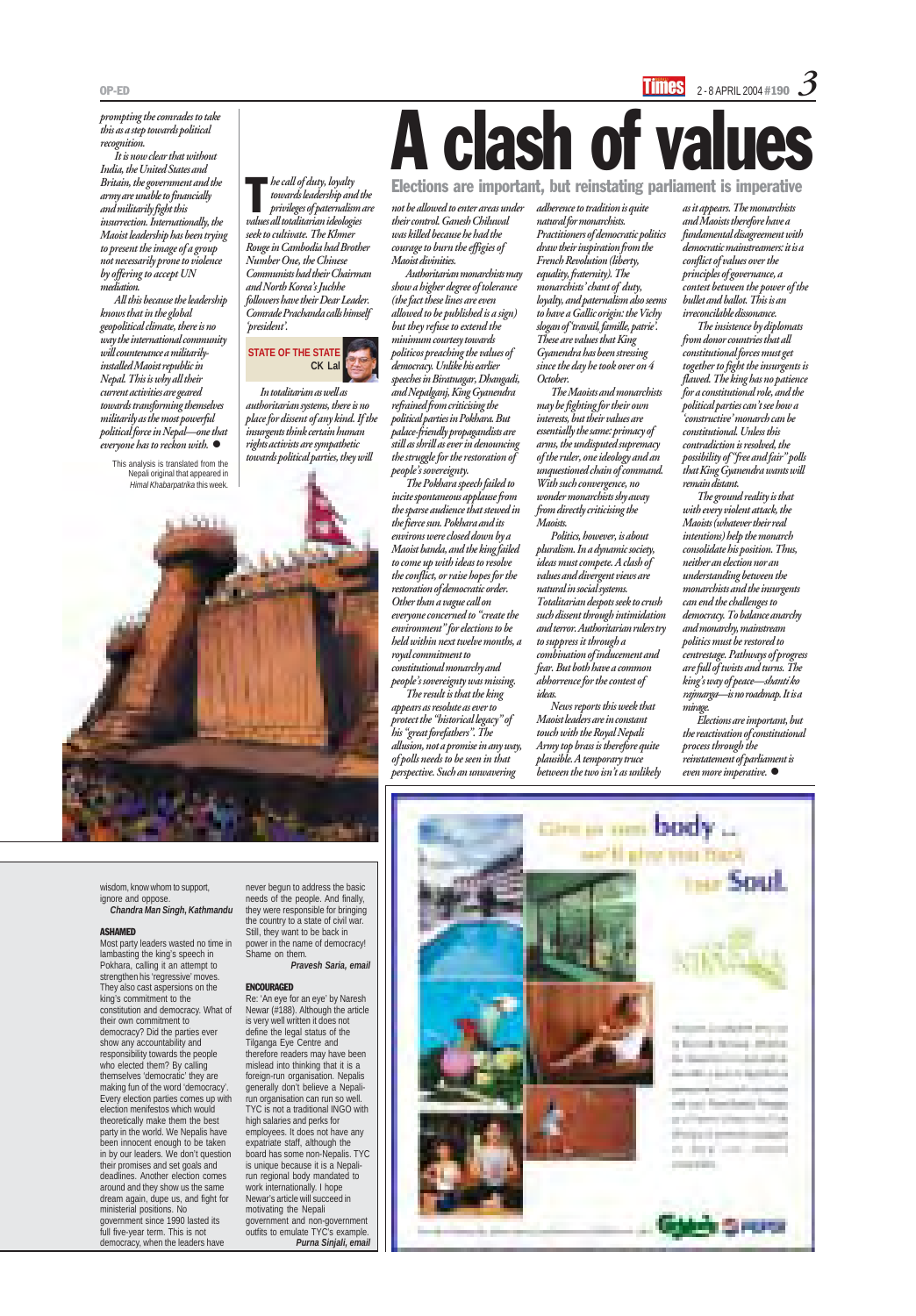*prompting the comrades to take this as a step towards political recognition.*

*It is now clear that without India, the United States and Britain, the government and the army are unable to financially and militarily fight this insurrection. Internationally, the Maoist leadership has been trying to present the image of a group not necessarily prone to violence by offering to accept UN mediation.*

*All this because the leadership knows that in the global geopolitical climate, there is no way the international community will countenance a militarily-installed Maoist republic in Nepal. This is why all their current activities are geared towards transforming themselves militarily as the most powerful political force in Nepal—one that everyone has to reckon with.* ●

This analysis is translated from the Nepali original that appeared in *Himal Khabarpatrika* this week.

# A clash of values

## Elections are important, but reinstating parliament is imperative

STATE OF THE STATE
CK Lal

*The call of duty, loyalty towards leadership and the privileges of paternalism are values all totalitarian ideologies seek to cultivate. The Khmer Rouge in Cambodia had Brother Number One, the Chinese Communists had their Chairman and North Korea's Juchhe followers have their Dear Leader. Comrade Prachanda calls himself 'president'.*

*In totalitarian as well as authoritarian systems, there is no place for dissent of any kind. If the insurgents think certain human rights activists are sympathetic towards political parties, they will not be allowed to enter areas under their control. Ganesh Chiluwal was killed because he had the courage to burn the effigies of Maoist divinities.*

*Authoritarian monarchists may show a higher degree of tolerance (the fact these lines are even allowed to be published is a sign) but they refuse to extend the minimum courtesy towards politicos preaching the values of democracy. Unlike his earlier speeches in Biratnagar, Dhangadi, and Nepalganj, King Gyanendra refrained from criticising the political parties in Pokhara. But palace-friendly propagandists are still as shrill as ever in denouncing the struggle for the restoration of people's sovereignty.*

*The Pokhara speech failed to incite spontaneous applause from the sparse audience that stewed in the fierce sun. Pokhara and its environs were closed down by a Maoist banda, and the king failed to come up with ideas to resolve the conflict, or raise hopes for the restoration of democratic order. Other than a vague call on everyone concerned to "create the environment" for elections to be held within next twelve months, a royal commitment to constitutional monarchy and people's sovereignty was missing.*

*The result is that the king appears as resolute as ever to protect the "historical legacy" of his "great forefathers". The allusion, not a promise in any way, of polls needs to be seen in that perspective. Such an unwavering adherence to tradition is quite natural for monarchists. Practitioners of democratic politics draw their inspiration from the French Revolution (liberty, equality, fraternity). The monarchists' chant of duty, loyalty, and paternalism also seems to have a Gallic origin: the Vichy slogan of 'travail, famille, patrie'. These are values that King Gyanendra has been stressing since the day he took over on 4 October.*

*The Maoists and monarchists may be fighting for their own interests, but their values are essentially the same: primacy of arms, the undisputed supremacy of the ruler, one ideology and an unquestioned chain of command. With such convergence, no wonder monarchists shy away from directly criticising the Maoists.*

*Politics, however, is about pluralism. In a dynamic society, ideas must compete. A clash of values and divergent views are natural in social systems. Totalitarian despots seek to crush such dissent through intimidation and terror. Authoritarian rulers try to suppress it through a combination of inducement and fear. But both have a common abhorrence for the contest of ideas.*

*News reports this week that Maoist leaders are in constant touch with the Royal Nepali Army top brass is therefore quite plausible. A temporary truce between the two isn't as unlikely as it appears. The monarchists and Maoists therefore have a fundamental disagreement with democratic mainstreamers: it is a conflict of values over the principles of governance, a contest between the power of the bullet and ballot. This is an irreconcilable dissonance.*

*The insistence by diplomats from donor countries that all constitutional forces must get together to fight the insurgents is flawed. The king has no patience for a constitutional role, and the political parties can't see how a 'constructive' monarch can be constitutional. Unless this contradiction is resolved, the possibility of "free and fair" polls that King Gyanendra wants will remain distant.*

*The ground reality is that with every violent attack, the Maoists (whatever their real intentions) help the monarch consolidate his position. Thus, neither an election nor an understanding between the monarchists and the insurgents can end the challenges to democracy. To balance anarchy and monarchy, mainstream politics must be restored to centrestage. Pathways of progress are full of twists and turns. The king's way of peace—shanti ko rajmarga—is no roadmap. It is a mirage.*

*Elections are important, but the reactivation of constitutional process through the reinstatement of parliament is even more imperative.* ●

wisdom, know whom to support, ignore and oppose.

***Chandra Man Singh, Kathmandu***

### ASHAMED

Most party leaders wasted no time in lambasting the king's speech in Pokhara, calling it an attempt to strengthen his 'regressive' moves. They also cast aspersions on the king's commitment to the constitution and democracy. What of their own commitment to democracy? Did the parties ever show any accountability and responsibility towards the people who elected them? By calling themselves 'democratic' they are making fun of the word 'democracy'. Every election parties comes up with election menifestos which would theoretically make them the best party in the world. We Nepalis have been innocent enough to be taken in by our leaders. We don't question their promises and set goals and deadlines. Another election comes around and they show us the same dream again, dupe us, and fight for ministerial positions. No government since 1990 lasted its full five-year term. This is not democracy, when the leaders have never begun to address the basic needs of the people. And finally, they were responsible for bringing the country to a state of civil war. Still, they want to be back in power in the name of democracy! Shame on them.

***Pravesh Saria, email***

### ENCOURAGED

Re: 'An eye for an eye' by Naresh Newar (#188). Although the article is very well written it does not define the legal status of the Tilganga Eye Centre and therefore readers may have been mislead into thinking that it is a foreign-run organisation. Nepalis generally don't believe a Nepali-run organisation can run so well. TYC is not a traditional INGO with high salaries and perks for employees. It does not have any expatriate staff, although the board has some non-Nepalis. TYC is unique because it is a Nepali-run regional body mandated to work internationally. I hope Newar's article will succeed in motivating the Nepali government and non-government outfits to emulate TYC's example.

***Purna Sinjali, email***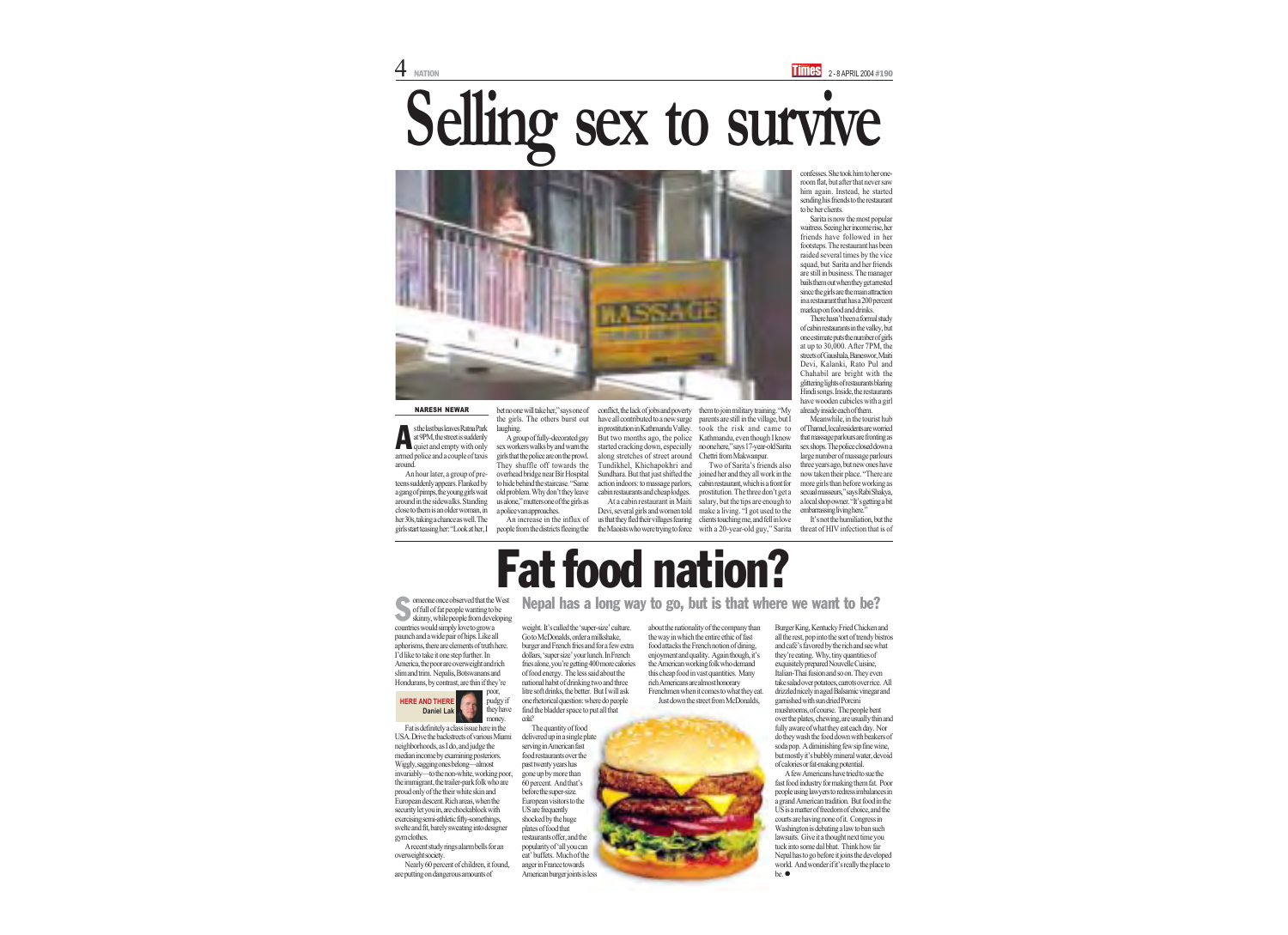# Selling sex to survive

NARESH NEWAR

As the last bus leaves Ratna Park at 9PM, the street is suddenly quiet and empty with only armed police and a couple of taxis around.

An hour later, a group of pre-teens suddenly appears. Flanked by a gang of pimps, the young girls wait around in the sidewalks. Standing close to them is an older woman, in her 30s, taking a chance as well. The girls start teasing her: "Look at her, I bet no one will take her," says one of the girls. The others burst out laughing.

A group of fully-decorated gay sex workers walks by and warn the girls that the police are on the prowl. They shuffle off towards the overhead bridge near Bir Hospital to hide behind the staircase. "Same old problem. Why don't they leave us alone," mutters one of the girls as a police van approaches.

An increase in the influx of people from the districts fleeing the conflict, the lack of jobs and poverty have all contributed to a new surge in prostitution in Kathmandu Valley. But two months ago, the police started cracking down, especially along stretches of street around Tundikhel, Khichapokhri and Sundhara. But that just shifted the action indoors: to massage parlors, cabin restaurants and cheap lodges.

At a cabin restaurant in Maiti Devi, several girls and women told us that they fled their villages fearing the Maoists who were trying to force them to join military training. "My parents are still in the village, but I took the risk and came to Kathmandu, even though I know no one here," says 17-year-old Sarita Chettri from Makwanpur.

Two of Sarita's friends also joined her and they all work in the cabin restaurant, which is a front for prostitution. The three don't get a salary, but the tips are enough to make a living. "I got used to the clients touching me, and fell in love with a 20-year-old guy," Sarita confesses. She took him to her one-room flat, but after that never saw him again. Instead, he started sending his friends to the restaurant to be her clients.

Sarita is now the most popular waitress. Seeing her income rise, her friends have followed in her footsteps. The restaurant has been raided several times by the vice squad, but Sarita and her friends are still in business. The manager bails them out when they get arrested since the girls are the main attraction in a restaurant that has a 200 percent markup on food and drinks.

There hasn't been a formal study of cabin restaurants in the valley, but one estimate puts the number of girls at up to 30,000. After 7PM, the streets of Gaushala, Baneswor, Maiti Devi, Kalanki, Rato Pul and Chahabil are bright with the glittering lights of restaurants blaring Hindi songs. Inside, the restaurants have wooden cubicles with a girl already inside each of them.

Meanwhile, in the tourist hub of Thamel, local residents are worried that massage parlours are fronting as sex shops. The police closed down a large number of massage parlours three years ago, but new ones have now taken their place. "There are more girls than before working as sexual masseurs," says Rabi Shakya, a local shop owner. "It's getting a bit embarrassing living here."

It's not the humiliation, but the threat of HIV infection that is of

# Fat food nation?

## Nepal has a long way to go, but is that where we want to be?

HERE AND THERE
Daniel Lak

Someone once observed that the West is full of fat people wanting to be skinny, while people from developing countries would simply love to grow a paunch and a wide pair of hips. Like all aphorisms, there are elements of truth here. I'd like to take it one step further. In America, the poor are overweight and rich slim and trim. Nepalis, Botswanans and Hondurans, by contrast, are thin if they're poor, pudgy if they have money.

Fat is definitely a class issue here in the USA. Drive the backstreets of various Miami neighborhoods, as I do, and judge the median income by examining posteriors. Wiggly, sagging ones belong—almost invariably—to the non-white, working poor, the immigrant, the trailer-park folk who are proud only of the their white skin and European descent. Rich areas, when the security let you in, are chockablock with exercising semi-athletic fifty-somethings, svelte and fit, barely sweating into designer gym clothes.

A recent study rings alarm bells for an overweight society.

Nearly 60 percent of children, it found, are putting on dangerous amounts of weight. It's called the 'super-size' culture. Go to McDonalds, order a milkshake, burger and French fries and for a few extra dollars, 'super size' your lunch. In French fries alone, you're getting 400 more calories of food energy. The less said about the national habit of drinking two and three litre soft drinks, the better. But I will ask one rhetorical question: where do people find the bladder space to put all that cola?

The quantity of food delivered up in a single plate serving in American fast food restaurants over the past twenty years has gone up by more than 60 percent. And that's before the super-size. European visitors to the US are frequently shocked by the huge plates of food that restaurants offer, and the popularity of 'all you can eat' buffets. Much of the anger in France towards American burger joints is less about the nationality of the company than the way in which the entire ethic of fast food attacks the French notion of dining, enjoyment and quality. Again though, it's the American working folk who demand this cheap food in vast quantities. Many rich Americans are almost honorary Frenchmen when it comes to what they eat.

Just down the street from McDonalds, Burger King, Kentucky Fried Chicken and all the rest, pop into the sort of trendy bistros and café's favored by the rich and see what they're eating. Why, tiny quantities of exquisitely prepared Nouvelle Cuisine, Italian-Thai fusion and so on. They even take salad over potatoes, carrots over rice. All drizzled nicely in aged Balsamic vinegar and garnished with sun dried Porcini mushrooms, of course. The people bent over the plates, chewing, are usually thin and fully aware of what they eat each day. Nor do they wash the food down with beakers of soda pop. A diminishing few sip fine wine, but mostly it's bubbly mineral water, devoid of calories or fat-making potential.

A few Americans have tried to sue the fast food industry for making them fat. Poor people using lawyers to redress imbalances in a grand American tradition. But food in the US is a matter of freedom of choice, and the courts are having none of it. Congress in Washington is debating a law to ban such lawsuits. Give it a thought next time you tuck into some dal bhat. Think how far Nepal has to go before it joins the developed world. And wonder if it's really the place to be. ●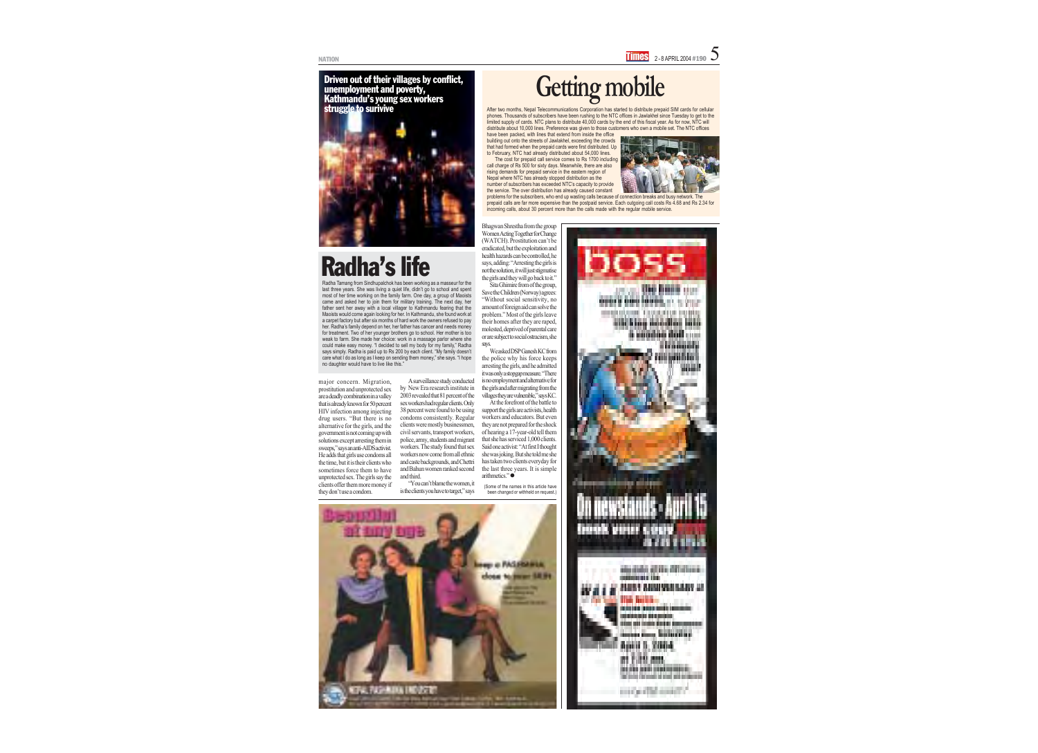Driven out of their villages by conflict, unemployment and poverty, Kathmandu's young sex workers struggle to surivive

# Radha's life

Radha Tamang from Sindhupalchok has been working as a masseur for the last three years. She was living a quiet life, didn't go to school and spent most of her time working on the family farm. One day, a group of Maoists came and asked her to join them for military training. The next day, her father sent her away with a local villager to Kathmandu fearing that the Maoists would come again looking for her. In Kathmandu, she found work at a carpet factory but after six months of hard work the owners refused to pay her. Radha's family depend on her, her father has cancer and needs money for treatment. Two of her younger brothers go to school. Her mother is too weak to farm. She made her choice: work in a massage parlor where she could make easy money. "I decided to sell my body for my family," Radha says simply. Radha is paid up to Rs 200 by each client. "My family doesn't care what I do as long as I keep on sending them money," she says. "I hope no daughter would have to live like this."

major concern. Migration, prostitution and unprotected sex are a deadly combination in a valley that is already known for 50 percent HIV infection among injecting drug users. "But there is no alternative for the girls, and the government is not coming up with solutions except arresting them in sweeps," says an anti-AIDS activist. He adds that girls use condoms all the time, but it is their clients who sometimes force them to have unprotected sex. The girls say the clients offer them more money if they don't use a condom.

A surveillance study conducted by New Era research institute in 2003 revealed that 81 percent of the sex workers had regular clients. Only 38 percent were found to be using condoms consistently. Regular clients were mostly businessmen, civil servants, transport workers, police, army, students and migrant workers. The study found that sex workers now come from all ethnic and caste backgrounds, and Chettri and Bahun women ranked second and third.

"You can't blame the women, it is the clients you have to target," says Bhagwan Shrestha from the group Women Acting Together for Change (WATCH). Prostitution can't be eradicated, but the exploitation and health hazards can be controlled, he says, adding: "Arresting the girls is not the solution, it will just stigmatise the girls and they will go back to it."

Sita Ghimire from of the group, Save the Children (Norway) agrees: "Without social sensitivity, no amount of foreign aid can solve the problem." Most of the girls leave their homes after they are raped, molested, deprived of parental care or are subject to social ostracism, she says.

We asked DSP Ganesh KC from the police why his force keeps arresting the girls, and he admitted it was only a stopgap measure. "There is no employment and alternative for the girls and after migrating from the villages they are vulnerable," says KC.

At the forefront of the battle to support the girls are activists, health workers and educators. But even they are not prepared for the shock of hearing a 17-year-old tell them that she has serviced 1,000 clients. Said one activist: "At first I thought she was joking. But she told me she has taken two clients everyday for the last three years. It is simple arithmetics." ●

(Some of the names in this article have been changed or withheld on request.)

# Getting mobile

After two months, Nepal Telecommunications Corporation has started to distribute prepaid SIM cards for cellular phones. Thousands of subscribers have been rushing to the NTC offices in Jawlakhel since Tuesday to get to the limited supply of cards. NTC plans to distribute 40,000 cards by the end of this fiscal year. As for now, NTC will distribute about 10,000 lines. Preference was given to those customers who own a mobile set. The NTC offices have been packed, with lines that extend from inside the office building out onto the streets of Jawlakhel, exceeding the crowds that had formed when the prepaid cards were first distributed. Up to February, NTC had already distributed about 54,000 lines.

The cost for prepaid call service comes to Rs 1700 including call charge of Rs 500 for sixty days. Meanwhile, there are also rising demands for prepaid service in the eastern region of Nepal where NTC has already stopped distribution as the number of subscribers has exceeded NTC's capacity to provide the service. The over distribution has already caused constant problems for the subscribers, who end up wasting calls because of connection breaks and busy network. The prepaid calls are far more expensive than the postpaid service. Each outgoing call costs Rs 4.68 and Rs 2.34 for incoming calls, about 30 percent more than the calls made with the regular mobile service.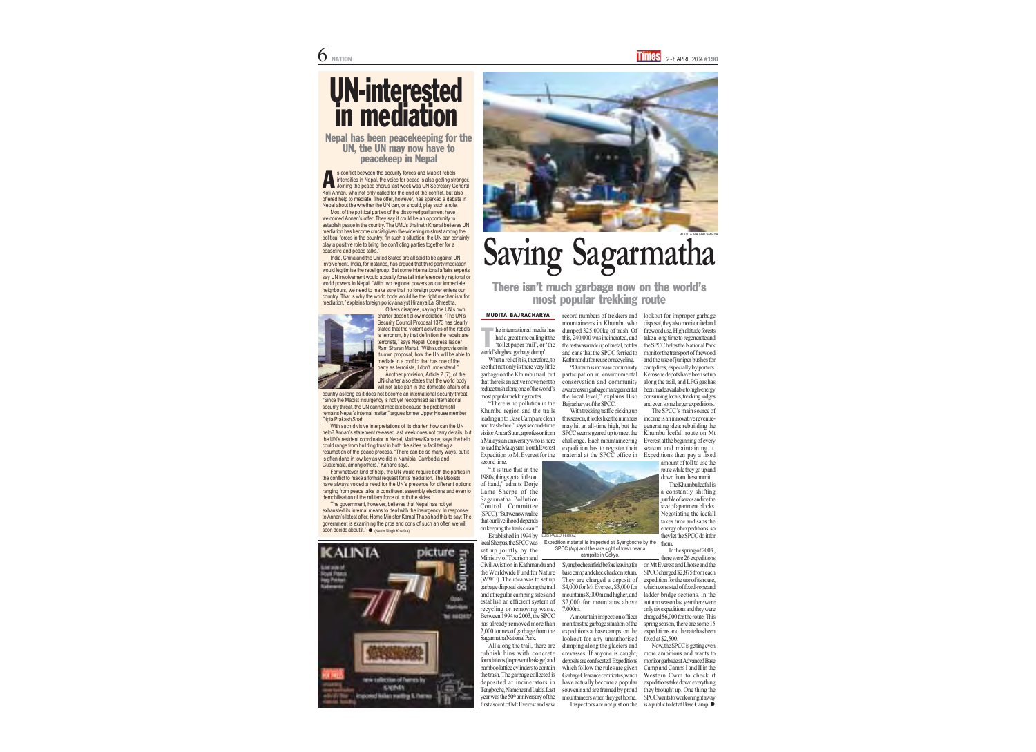# UN-interested in mediation

## Nepal has been peacekeeping for the UN, the UN may now have to peacekeep in Nepal

As conflict between the security forces and Maoist rebels intensifies in Nepal, the voice for peace is also getting stronger. Joining the peace chorus last week was UN Secretary General Kofi Annan, who not only called for the end of the conflict, but also offered help to mediate. The offer, however, has sparked a debate in Nepal about the whether the UN can, or should, play such a role.

Most of the political parties of the dissolved parliament have welcomed Annan's offer. They say it could be an opportunity to establish peace in the country. The UML's Jhalnath Khanal believes UN mediation has become crucial given the widening mistrust among the political forces in the country. "In such a situation, the UN can certainly play a positive role to bring the conflicting parties together for a ceasefire and peace talks."

India, China and the United States are all said to be against UN involvement. India, for instance, has argued that third party mediation would legitimise the rebel group. But some international affairs experts say UN involvement would actually forestall interference by regional or world powers in Nepal. "With two regional powers as our immediate neighbours, we need to make sure that no foreign power enters our country. That is why the world body would be the right mechanism for mediation," explains foreign policy analyst Hiranya Lal Shrestha.

Others disagree, saying the UN's own charter doesn't allow mediation. "The UN's Security Council Proposal 1373 has clearly stated that the violent activities of the rebels is terrorism, by that definition the rebels are terrorists," says Nepali Congress leader Ram Sharan Mahat. "With such provision in its own proposal, how the UN will be able to mediate in a conflict that has one of the party as terrorists, I don't understand."

Another provision, Article 2 (7), of the UN charter also states that the world body will not take part in the domestic affairs of a country as long as it does not become an international security threat. "Since the Maoist insurgency is not yet recognised as international security threat, the UN cannot mediate because the problem still remains Nepal's internal matter," argues former Upper House member Dipta Prakash Shah.

With such divisive interpretations of its charter, how can the UN help? Annan's statement released last week does not carry details, but the UN's resident coordinator in Nepal, Matthew Kahane, says the help could range from building trust in both the sides to facilitating a resumption of the peace process. "There can be so many ways, but it is often done in low key as we did in Namibia, Cambodia and Guatemala, among others," Kahane says.

For whatever kind of help, the UN would require both the parties in the conflict to make a formal request for its mediation. The Maoists have always voiced a need for the UN's presence for different options ranging from peace talks to constituent assembly elections and even to demobilisation of the military force of both the sides.

The government, however, believes that Nepal has not yet exhausted its internal means to deal with the insurgency. In response to Annan's latest offer, Home Minister Kamal Thapa had this to say: The government is examining the pros and cons of such an offer, we will soon decide about it." ● (Navin Singh Khadka)

KALINTA picture framing

MUDITA BAJRACHARYA

# Saving Sagarmatha

## There isn't much garbage now on the world's most popular trekking route

**MUDITA BAJRACHARYA**

The international media has had a great time calling it the 'toilet paper trail', or 'the world's highest garbage dump'.

What a relief it is, therefore, to see that not only is there very little garbage on the Khumbu trail, but that there is an active movement to reduce trash along one of the world's most popular trekking routes.

"There is no pollution in the Khumbu region and the trails leading up to Base Camp are clean and trash-free," says second-time visitor Anuar Suun, a professor from a Malaysian university who is here to lead the Malaysian Youth Everest Expedition to Mt Everest for the second time.

"It is true that in the 1980s, things got a little out of hand," admits Dorje Lama Sherpa of the Sagarmatha Pollution Control Committee (SPCC): "But we now realise that our livelihood depends on keeping the trails clean."

Established in 1994 by local Sherpas, the SPCC was set up jointly by the Ministry of Tourism and Civil Aviation in Kathmandu and the Worldwide Fund for Nature (WWF). The idea was to set up garbage disposal sites along the trail and at regular camping sites and establish an efficient system of recycling or removing waste. Between 1994 to 2003, the SPCC has already removed more than 2,000 tonnes of garbage from the Sagarmatha National Park.

All along the trail, there are rubbish bins with concrete foundations (to prevent leakage) and bamboo lattice cylinders to contain the trash. The garbage collected is deposited at incinerators in Tengboche, Namche and Lukla. Last year was the 50th anniversary of the first ascent of Mt Everest and saw record numbers of trekkers and mountaineers in Khumbu who dumped 325,000kg of trash. Of this, 240,000 was incinerated, and the rest was made up of metal, bottles and cans that the SPCC ferried to Kathmandu for reuse or recycling.

"Our aim is increase community participation in environmental conservation and community awareness in garbage management at the local level," explains Biso Bajracharya of the SPCC.

With trekking traffic picking up this season, it looks like the numbers may hit an all-time high, but the SPCC seems geared up to meet the challenge. Each mountaineering expedition has to register their material at the SPCC office in Syangboche airfield before leaving for base camp and check back on return. They are charged a deposit of $4,000 for Mt Everest, $3,000 for mountains 8,000m and higher, and $2,000 for mountains above 7,000m.

LOIS PAULO FERRAZ

Expedition material is inspected at Syangboche by the SPCC (top) and the rare sight of trash near a campsite in Gokyo.

A mountain inspection officer monitors the garbage situation of the expeditions at base camps, on the lookout for any unauthorised dumping along the glaciers and crevasses. If anyone is caught, deposits are confiscated. Expeditions which follow the rules are given Garbage Clearance certificates, which have actually become a popular souvenir and are framed by proud mountaineers when they get home.

Inspectors are not just on the lookout for improper garbage disposal, they also monitor fuel and firewood use. High altitude forests take a long time to regenerate and the SPCC helps the National Park monitor the transport of firewood and the use of juniper bushes for campfires, especially by porters. Kerosene depots have been set up along the trail, and LPG gas has been made available to high-energy consuming locals, trekking lodges and even some larger expeditions.

The SPCC's main source of income is an innovative revenue-generating idea: rebuilding the Khumbu Icefall route on Mt Everest at the beginning of every season and maintaining it. Expeditions then pay a fixed amount of toll to use the route while they go up and down from the summit.

The Khumbu Icefall is a constantly shifting jumble of seracs and ice the size of apartment blocks. Negotiating the icefall takes time and saps the energy of expeditions, so they let the SPCC do it for them.

In the spring of 2003, there were 26 expeditions on Mt Everest and Lhotse and the SPCC charged $2,875 from each expedition for the use of its route, which consisted of fixed-rope and ladder bridge sections. In the autumn season last year there were only six expeditions and they were charged $6,000 for the route. This spring season, there are some 15 expeditions and the rate has been fixed at $2,500.

Now, the SPCC is getting even more ambitious and wants to monitor garbage at Advanced Base Camp and Camps I and II in the Western Cwm to check if expeditions take down everything they brought up. One thing the SPCC wants to work on right away is a public toilet at Base Camp. ●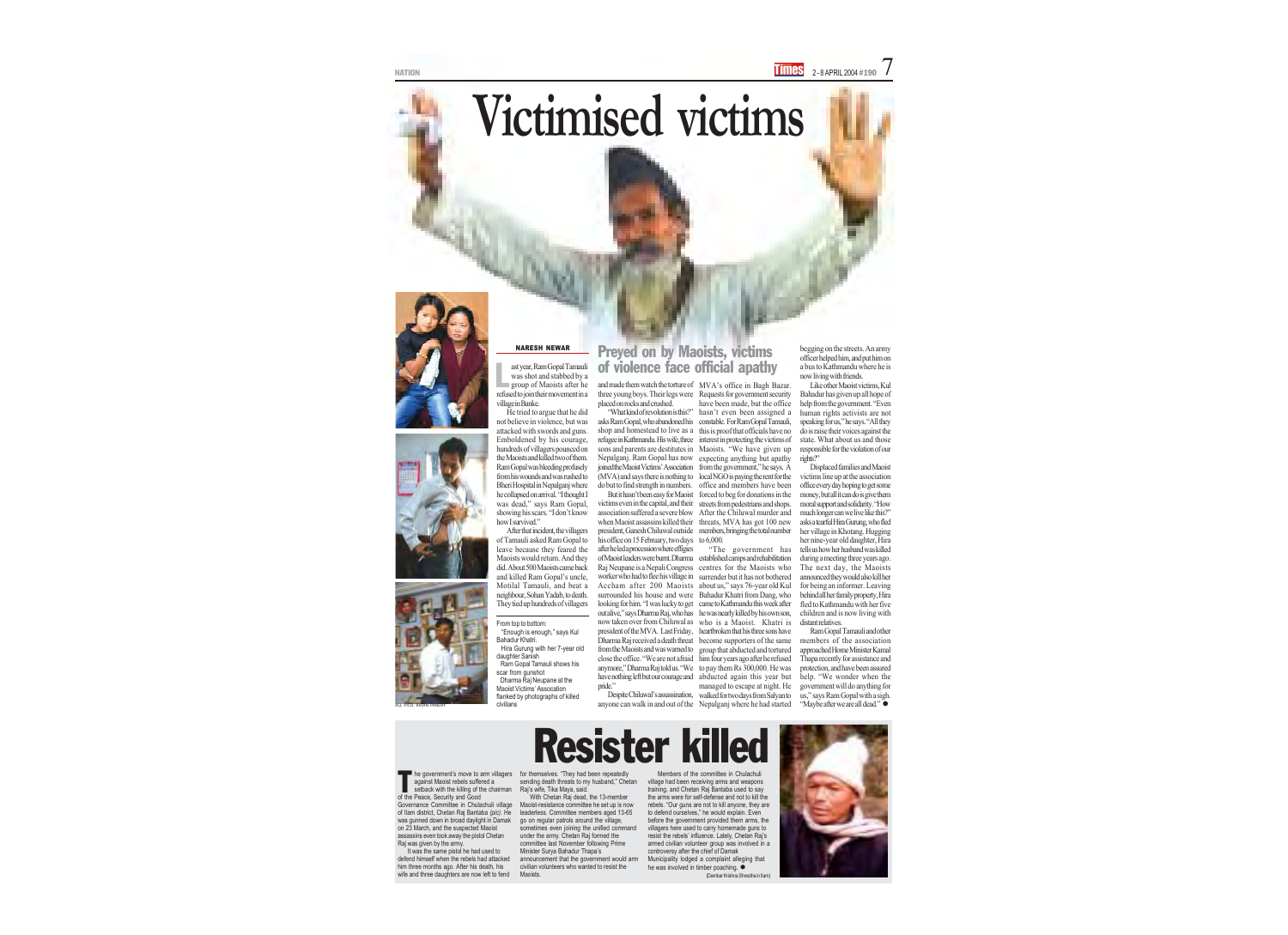# Victimised victims

NARESH NEWAR

## Preyed on by Maoists, victims of violence face official apathy

Last year, Ram Gopal Tamauli was shot and stabbed by a group of Maoists after he refused to join their movement in a village in Banke.

He tried to argue that he did not believe in violence, but was attacked with swords and guns. Emboldened by his courage, hundreds of villagers pounced on the Maoists and killed two of them. Ram Gopal was bleeding profusely from his wounds and was rushed to Bheri Hospital in Nepalganj where he collapsed on arrival. "I thought I was dead," says Ram Gopal, showing his scars. "I don't know how I survived."

After that incident, the villagers of Tamauli asked Ram Gopal to leave because they feared the Maoists would return. And they did. About 500 Maoists came back and killed Ram Gopal's uncle, Motilal Tamauli, and beat a neighbour, Sohan Yadab, to death. They tied up hundreds of villagers and made them watch the torture of three young boys. Their legs were placed on rocks and crushed.

"What kind of revolution is this?" asks Ram Gopal, who abandoned his shop and homestead to live as a refugee in Kathmandu. His wife, three sons and parents are destitutes in Nepalganj. Ram Gopal has now joined the Maoist Victims' Association (MVA) and says there is nothing to do but to find strength in numbers.

But it hasn't been easy for Maoist victims even in the capital, and their association suffered a severe blow when Maoist assassins killed their president, Ganesh Chiluwal outside his office on 15 February, two days after he led a procession where effigies of Maoist leaders were burnt. Dharma Raj Neupane is a Nepali Congress worker who had to flee his village in Accham after 200 Maoists surrounded his house and were looking for him. "I was lucky to get out alive," says Dharma Raj, who has now taken over from Chiluwal as president of the MVA. Last Friday, Dharma Raj received a death threat from the Maoists and was warned to close the office. "We are not afraid anymore," Dharma Raj told us. "We have nothing left but our courage and pride."

Despite Chiluwal's assassination, anyone can walk in and out of the MVA's office in Bagh Bazar. Requests for government security have been made, but the office hasn't even been assigned a constable. For Ram Gopal Tamauli, this is proof that officials have no interest in protecting the victims of Maoists. "We have given up expecting anything but apathy from the government," he says. A local NGO is paying the rent for the office and members have been forced to beg for donations in the streets from pedestrians and shops. After the Chiluwal murder and threats, MVA has got 100 new members, bringing the total number to 6,000.

"The government has established camps and rehabilitation centres for the Maoists who surrender but it has not bothered about us," says 76-year old Kul Bahadur Khatri from Dang, who came to Kathmandu this week after he was nearly killed by his own son, who is a Maoist. Khatri is heartbroken that his three sons have become supporters of the same group that abducted and tortured him four years ago after he refused to pay them Rs 300,000. He was abducted again this year but managed to escape at night. He walked for two days from Salyan to Nepalganj where he had started begging on the streets. An army officer helped him, and put him on a bus to Kathmandu where he is now living with friends.

Like other Maoist victims, Kul Bahadur has given up all hope of help from the government. "Even human rights activists are not speaking for us," he says. "All they do is raise their voices against the state. What about us and those responsible for the violation of our rights?"

Displaced families and Maoist victims line up at the association office every day hoping to get some money, but all it can do is give them moral support and solidarity. "How much longer can we live like this?" asks a tearful Hira Gurung, who fled her village in Khotang. Hugging her nine-year old daughter, Hira tells us how her husband was killed during a meeting three years ago. The next day, the Maoists announced they would also kill her for being an informer. Leaving behind all her family property, Hira fled to Kathmandu with her five children and is now living with distant relatives.

Ram Gopal Tamauli and other members of the association approached Home Minister Kamal Thapa recently for assistance and protection, and have been assured help. "We wonder when the government will do anything for us," says Ram Gopal with a sigh. "Maybe after we are all dead." ●

From top to bottom:
"Enough is enough," says Kul Bahadur Khatri.
Hira Gurung with her 7-year old daughter Sanish
Ram Gopal Tamauli shows his scar from gunshot
Dharma Raj Neupane at the Maoist Victims' Assocation flanked by photographs of killed civilians

ALL PICS: KIRAN PANDAY

# Resister killed

The government's move to arm villagers against Maoist rebels suffered a setback with the killing of the chairman of the Peace, Security and Good Governance Committee in Chulachuli village of Ilam district, Chetan Raj Bantaba (*pic*). He was gunned down in broad daylight in Damak on 23 March, and the suspected Maoist assassins even took away the pistol Chetan Raj was given by the army.

It was the same pistol he had used to defend himself when the rebels had attacked him three months ago. After his death, his wife and three daughters are now left to fend for themselves. "They had been repeatedly sending death threats to my husband," Chetan Raj's wife, Tika Maya, said.

With Chetan Raj dead, the 13-member Maoist-resistance committee he set up is now leaderless. Committee members aged 13-65 go on regular patrols around the village, sometimes even joining the unified command under the army. Chetan Raj formed the committee last November following Prime Minister Surya Bahadur Thapa's announcement that the government would arm civilian volunteers who wanted to resist the Maoists.

Members of the committee in Chulachuli village had been receiving arms and weapons training, and Chetan Raj Bantaba used to say the arms were for self-defense and not to kill the rebels: "Our guns are not to kill anyone, they are to defend ourselves," he would explain. Even before the government provided them arms, the villagers here used to carry homemade guns to resist the rebels' influence. Lately, Chetan Raj's armed civilian volunteer group was involved in a controversy after the chief of Damak Municipality lodged a complaint alleging that he was involved in timber poaching. ●

(Damber Krishna Shrestha in Ilam)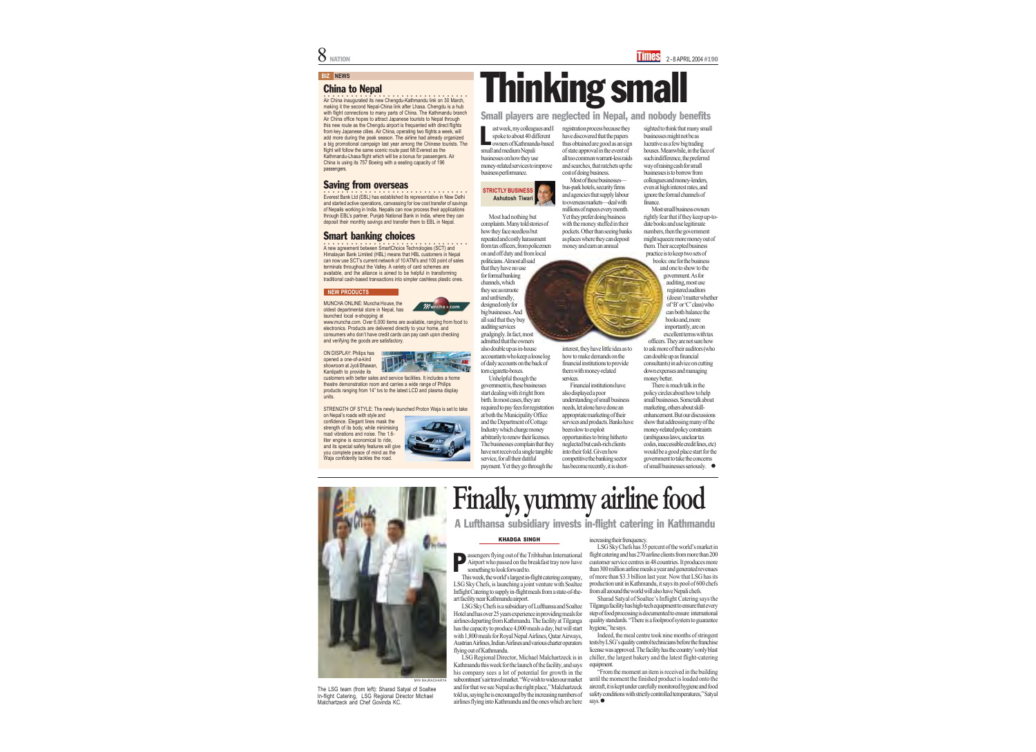BIZ NEWS

### China to Nepal

Air China inaugurated its new Chengdu-Kathmandu link on 30 March, making it the second Nepal-China link after Lhasa. Chengdu is a hub with flight connections to many parts of China. The Kathmandu branch Air China office hopes to attract Japanese tourists to Nepal through this new route as the Chengdu airport is frequented with direct flights from key Japanese cities. Air China, operating two flights a week, will add more during the peak season. The airline had already organized a big promotional campaign last year among the Chinese tourists. The flight will follow the same scenic route past Mt Everest as the Kathmandu-Lhasa flight which will be a bonus for passengers. Air China is using its 757 Boeing with a seating capacity of 196 passengers.

### Saving from overseas

Everest Bank Ltd (EBL) has established its representative in New Delhi and started active operations, canvassing for low cost transfer of savings of Nepalis working in India. Nepalis can now process their applications through EBL's partner, Punjab National Bank in India, where they can deposit their monthly savings and transfer them to EBL in Nepal.

### Smart banking choices

A new agreement between SmartChoice Technologies (SCT) and Himalayan Bank Limited (HBL) means that HBL customers in Nepal can now use SCT's current network of 10 ATM's and 100 point of sales terminals throughout the Valley. A variety of card schemes are available, and the alliance is aimed to be helpful in transforming traditional cash-based transactions into simpler cashless plastic ones.

#### NEW PRODUCTS

MUNCHA ONLINE: Muncha House, the oldest departmental store in Nepal, has launched local e-shopping at www.muncha.com. Over 6,000 items are available, ranging from food to electronics. Products are delivered directly to your home, and consumers who don't have credit cards can pay cash upon checking and verifying the goods are satisfactory.

ON DISPLAY: Philips has opened a one-of-a-kind showroom at Jyoti Bhawan, Kantipath to provide its customers with better sales and service facilities. It includes a home theatre demonstration room and carries a wide range of Philips products ranging from 14" tvs to the latest LCD and plasma display units.

STRENGTH OF STYLE: The newly launched Proton Waja is set to take on Nepal's roads with style and confidence. Elegant lines mask the strength of its body, while minimising road vibrations and noise. The 1.6-liter engine is economical to ride, and its special safety features will give you complete peace of mind as the Waja confidently tackles the road.

# Thinking small

## Small players are neglected in Nepal, and nobody benefits

STRICTLY BUSINESS
Ashutosh Tiwari

Last week, my colleagues and I spoke to about 40 different owners of Kathmandu-based small and medium Nepali businesses on how they use money-related services to improve business performance.

Most had nothing but complaints. Many told stories of how they face needless but repeated and costly harassment from tax officers, from policemen on and off duty and from local politicians. Almost all said that they have no use for formal banking channels, which they see as remote and unfriendly, designed only for big businesses. And all said that they buy auditing services grudgingly. In fact, most admitted that the owners also double up as in-house accountants who keep a loose log of daily accounts on the back of torn cigarette-boxes.

Unhelpful though the government is, these businesses start dealing with it right from birth. In most cases, they are required to pay fees for registration at both the Municipality Office and the Department of Cottage Industry which charge money arbitrarily to renew their licenses. The businesses complain that they have not received a single tangible service, for all their dutiful payment. Yet they go through the registration process because they have discovered that the papers thus obtained are good as an sign of state approval in the event of all too common warrant-less raids and searches, that ratchets up the cost of doing business.

Most of these businesses—bus-park hotels, security firms and agencies that supply labour to overseas markets—deal with millions of rupees every month. Yet they prefer doing business with the money stuffed in their pockets. Other than seeing banks as places where they can deposit money and earn an annual interest, they have little idea as to how to make demands on the financial institutions to provide them with money-related services.

Financial institutions have also displayed a poor understanding of small business needs, let alone have done an appropriate marketing of their services and products. Banks have been slow to exploit opportunities to bring hitherto neglected but cash-rich clients into their fold. Given how competitive the banking sector has become recently, it is short-sighted to think that many small businesses might not be as lucrative as a few big trading houses. Meanwhile, in the face of such indifference, the preferred way of raising cash for small businesses is to borrow from colleagues and money-lenders, even at high interest rates, and ignore the formal channels of finance.

Most small business owners rightly fear that if they keep up-to-date books and use legitimate numbers, then the government might squeeze more money out of them. Their accepted business practice is to keep two sets of books: one for the business and one to show to the government. As for auditing, most use registered auditors (doesn't matter whether of 'B' or 'C' class) who can both balance the books and, more importantly, are on excellent terms with tax officers. They are not sure how to ask more of their auditors (who can double up as financial consultants) in advice on cutting down expenses and managing money better.

There is much talk in the policy circles about how to help small businesses. Some talk about marketing, others about skill-enhancement. But our discussions show that addressing many of the money-related policy constraints (ambiguous laws, unclear tax codes, inaccessible credit lines, etc) would be a good place start for the government to take the concerns of small businesses seriously. ●

# Finally, yummy airline food

## A Lufthansa subsidiary invests in-flight catering in Kathmandu

KHADGA SINGH

Passengers flying out of the Tribhuban International Airport who passed on the breakfast tray now have something to look forward to.

This week, the world's largest in-flight catering company, LSG Sky Chefs, is launching a joint venture with Soaltee Inflight Catering to supply in-flight meals from a state-of-the-art facility near Kathmandu airport.

LSG Sky Chefs is a subsidiary of Lufthansa and Soaltee Hotel and has over 25 years experience in providing meals for airlines departing from Kathmandu. The facility at Tilganga has the capacity to produce 4,000 meals a day, but will start with 1,800 meals for Royal Nepal Airlines, Qatar Airways, Austrian Airlines, Indian Airlines and various charter operators flying out of Kathmandu.

LSG Regional Director, Michael Malchartzeck is in Kathmandu this week for the launch of the facility, and says his company sees a lot of potential for growth in the subcontinent's air travel market. "We wish to widen our market and for that we see Nepal as the right place," Malchartzeck told us, saying he is encouraged by the increasing numbers of airlines flying into Kathmandu and the ones which are here increasing their frenquency.

LSG Sky Chefs has 35 percent of the world's market in flight catering and has 270 airline clients from more than 200 customer service centres in 48 countries. It produces more than 300 million airline meals a year and generated revenues of more than $3.3 billion last year. Now that LSG has its production unit in Kathmandu, it says its pool of 600 chefs from all around the world will also have Nepali chefs.

Sharad Satyal of Soaltee's Inflight Catering says the Tilganga facility has high-tech equipment to ensure that every step of food processing is documented to ensure international quality standards. "There is a foolproof system to guarantee hygiene," he says.

Indeed, the meal centre took nine months of stringent tests by LSG's quality control technicians before the franchise license was approved. The facility has the country's only blast chiller, the largest bakery and the latest flight-catering equipment.

"From the moment an item is received in the building until the moment the finished product is loaded onto the aircraft, it is kept under carefully monitored hygiene and food safety conditions with strictly controlled temperatures," Satyal says. ●

MIN BAJRACHARYA

The LSG team (from left): Sharad Satyal of Soaltee In-flight Catering, LSG Regional Director Michael Malchartzeck and Chef Govinda KC.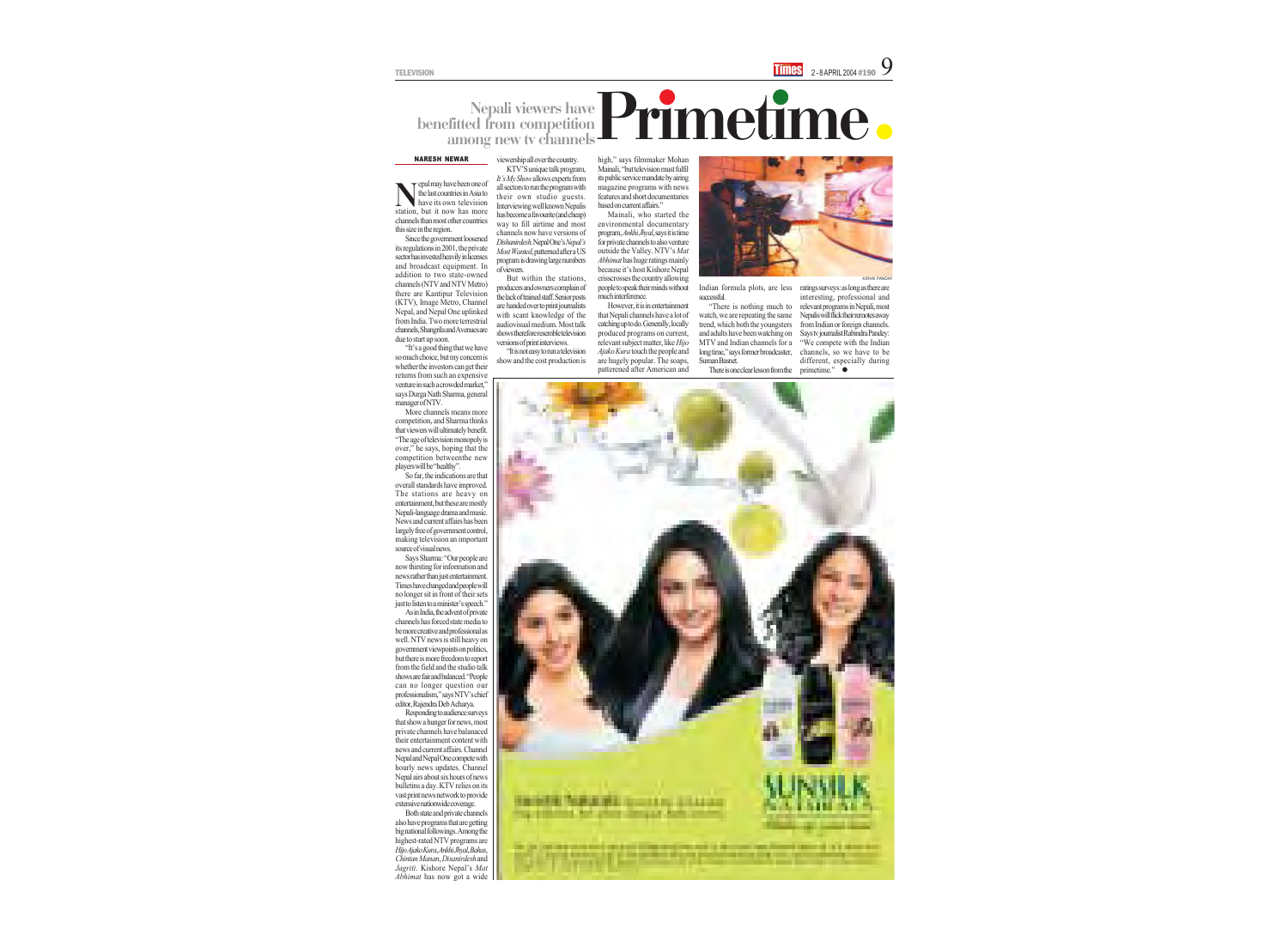# Primetime

## Nepali viewers have benefitted from competition among new tv channels

**NARESH NEWAR**

Nepal may have been one of the last countries in Asia to have its own television station, but it now has more channels than most other countries this size in the region.

Since the government loosened its regulations in 2001, the private sector has invested heavily in licenses and broadcast equipment. In addition to two state-owned channels (NTV and NTV Metro) there are Kantipur Television (KTV), Image Metro, Channel Nepal, and Nepal One uplinked from India. Two more terrestrial channels, Shangrila and Avenues are due to start up soon.

"It's a good thing that we have so much choice, but my concern is whether the investors can get their returns from such an expensive venture in such a crowded market," says Durga Nath Sharma, general manager of NTV.

More channels means more competition, and Sharma thinks that viewers will ultimately benefit. "The age of television monopoly is over," he says, hoping that the competition betweenthe new players will be "healthy".

So far, the indications are that overall standards have improved. The stations are heavy on entertainment, but these are mostly Nepali-language drama and music. News and current affairs has been largely free of government control, making television an important source of visual news.

Says Sharma: "Our people are now thirsting for information and news rather than just entertainment. Times have changed and people will no longer sit in front of their sets just to listen to a minister's speech."

As in India, the advent of private channels has forced state media to be more creative and professional as well. NTV news is still heavy on government viewpoints on politics, but there is more freedom to report from the field and the studio talk shows are fair and balanced. "People can no longer question our professionalism," says NTV's chief editor, Rajendra Deb Acharya.

Responding to audience surveys that show a hunger for news, most private channels have balanaced their entertainment content with news and current affairs. Channel Nepal and Nepal One compete with hourly news updates. Channel Nepal airs about six hours of news bulletins a day. KTV relies on its vast print news network to provide extensive nationwide coverage.

Both state and private channels also have programs that are getting big national followings. Among the highest-rated NTV programs are *Hijo Ajako Kura*, *Ankhi Jhyal*, *Bahas*, *Chintan Manan*, *Disanirdesh* and *Jagriti*. Kishore Nepal's *Mat Abhimat* has now got a wide viewership all over the country.

KTV'S unique talk program, *It's My Show* allows experts from all sectors to run the program with their own studio guests. Interviewing well known Nepalis has become a favourite (and cheap) way to fill airtime and most channels now have versions of *Dishanirdesh*. Nepal One's *Nepal's Most Wanted*, patterned after a US program is drawing large numbers of viewers.

But within the stations, producers and owners complain of the lack of trained staff. Senior posts are handed over to print journalists with scant knowledge of the audiovisual medium. Most talk shows therefore resemble television versions of print interviews.

"It is not easy to run a television show and the cost production is high," says filmmaker Mohan Mainali, "but television must fulfil its public service mandate by airing magazine programs with news features and short documentaries based on current affairs."

Mainali, who started the environmental documentary program, *Ankhi Jhyal*, says it is time for private channels to also venture outside the Valley. NTV's *Mat Abhimat* has huge ratings mainly because it's host Kishore Nepal crisscrosses the country allowing people to speak their minds without much interference.

However, it is in entertainment that Nepali channels have a lot of catching up to do. Generally, locally produced programs on current, relevant subject matter, like *Hijo Ajako Kura* touch the people and are hugely popular. The soaps, patterned after American and Indian formula plots, are less successful.

"There is nothing much to watch, we are repeating the same trend, which both the youngsters and adults have been watching on MTV and Indian channels for a long time," says former broadcaster, Suman Basnet.

There is one clear lesson from the ratings surveys: as long as there are interesting, professional and relevant programs in Nepali, most Nepalis will flick their remotes away from Indian or foreign channels. Says tv journalist Rabindra Pandey: "We compete with the Indian channels, so we have to be different, especially during primetime." ●

KIRAN PANDAY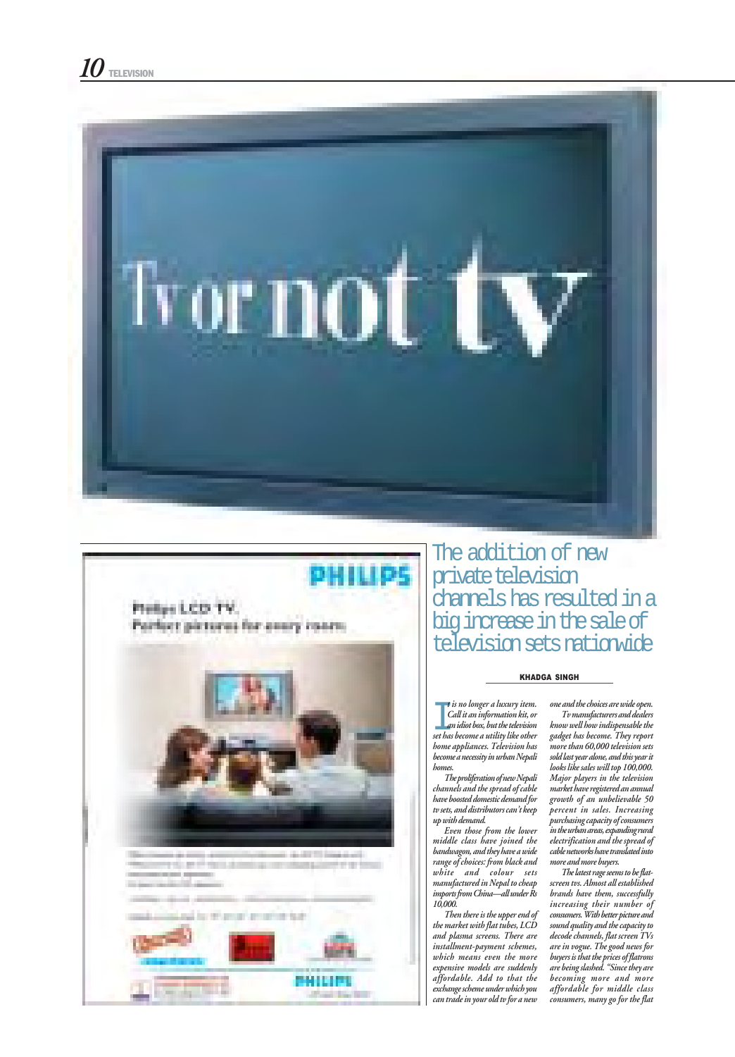# Tv or not tv

## The addition of new private television channels has resulted in a big increase in the sale of television sets nationwide

**KHADGA SINGH**

*It is no longer a luxury item. Call it an information kit, or an idiot box, but the television set has become a utility like other home appliances. Television has become a necessity in urban Nepali homes.*

*The proliferation of new Nepali channels and the spread of cable have boosted domestic demand for tv sets, and distributors can't keep up with demand.*

*Even those from the lower middle class have joined the bandwagon, and they have a wide range of choices: from black and white and colour sets manufactured in Nepal to cheap imports from China—all under Rs 10,000.*

*Then there is the upper end of the market with flat tubes, LCD and plasma screens. There are installment-payment schemes, which means even the more expensive models are suddenly affordable. Add to that the exchange scheme under which you can trade in your old tv for a new one and the choices are wide open.*

*Tv manufacturers and dealers know well how indispensable the gadget has become. They report more than 60,000 television sets sold last year alone, and this year it looks like sales will top 100,000. Major players in the television market have registered an annual growth of an unbelievable 50 percent in sales. Increasing purchasing capacity of consumers in the urban areas, expanding rural electrification and the spread of cable networks have translated into more and more buyers.*

*The latest rage seems to be flat-screen tvs. Almost all established brands have them, successfully increasing their number of consumers. With better picture and sound quality and the capacity to decode channels, flat screen TVs are in vogue. The good news for buyers is that the prices of flatrons are being slashed. "Since they are becoming more and more affordable for middle class consumers, many go for the flat*

PHILIPS

Philips LCD TV.
Perfect pictures for every room.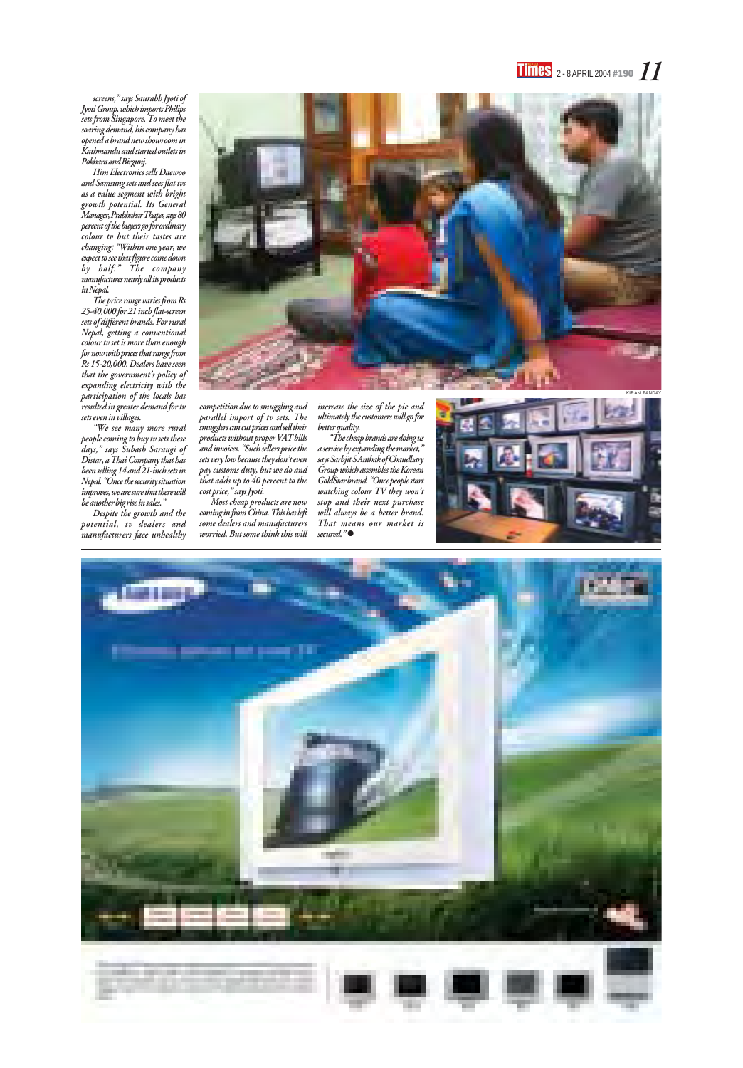screens," says Saurabh Jyoti of Jyoti Group, which imports Philips sets from Singapore. To meet the soaring demand, his company has opened a brand new showroom in Kathmandu and started outlets in Pokhara and Birgunj.

Him Electronics sells Daewoo and Samsung sets and sees flat tvs as a value segment with bright growth potential. Its General Manager, Prabhakar Thapa, says 80 percent of the buyers go for ordinary colour tv but their tastes are changing: "Within one year, we expect to see that figure come down by half." The company manufactures nearly all its products in Nepal.

The price range varies from Rs 25-40,000 for 21 inch flat-screen sets of different brands. For rural Nepal, getting a conventional colour tv set is more than enough for now with prices that range from Rs 15-20,000. Dealers have seen that the government's policy of expanding electricity with the participation of the locals has resulted in greater demand for tv sets even in villages.

"We see many more rural people coming to buy tv sets these days," says Subash Saraugi of Distar, a Thai Company that has been selling 14 and 21-inch sets in Nepal. "Once the security situation improves, we are sure that there will be another big rise in sales."

Despite the growth and the potential, tv dealers and manufacturers face unhealthy competition due to smuggling and parallel import of tv sets. The smugglers can cut prices and sell their products without proper VAT bills and invoices. "Such sellers price the sets very low because they don't even pay customs duty, but we do and that adds up to 40 percent to the cost price," says Jyoti.

Most cheap products are now coming in from China. This has left some dealers and manufacturers worried. But some think this will increase the size of the pie and ultimately the customers will go for better quality.

"The cheap brands are doing us a service by expanding the market," says Sarbjit S Anthak of Chaudhary Group which assembles the Korean GoldStar brand. "Once people start watching colour TV they won't stop and their next purchase will always be a better brand. That means our market is secured."●

KIRAN PANDAY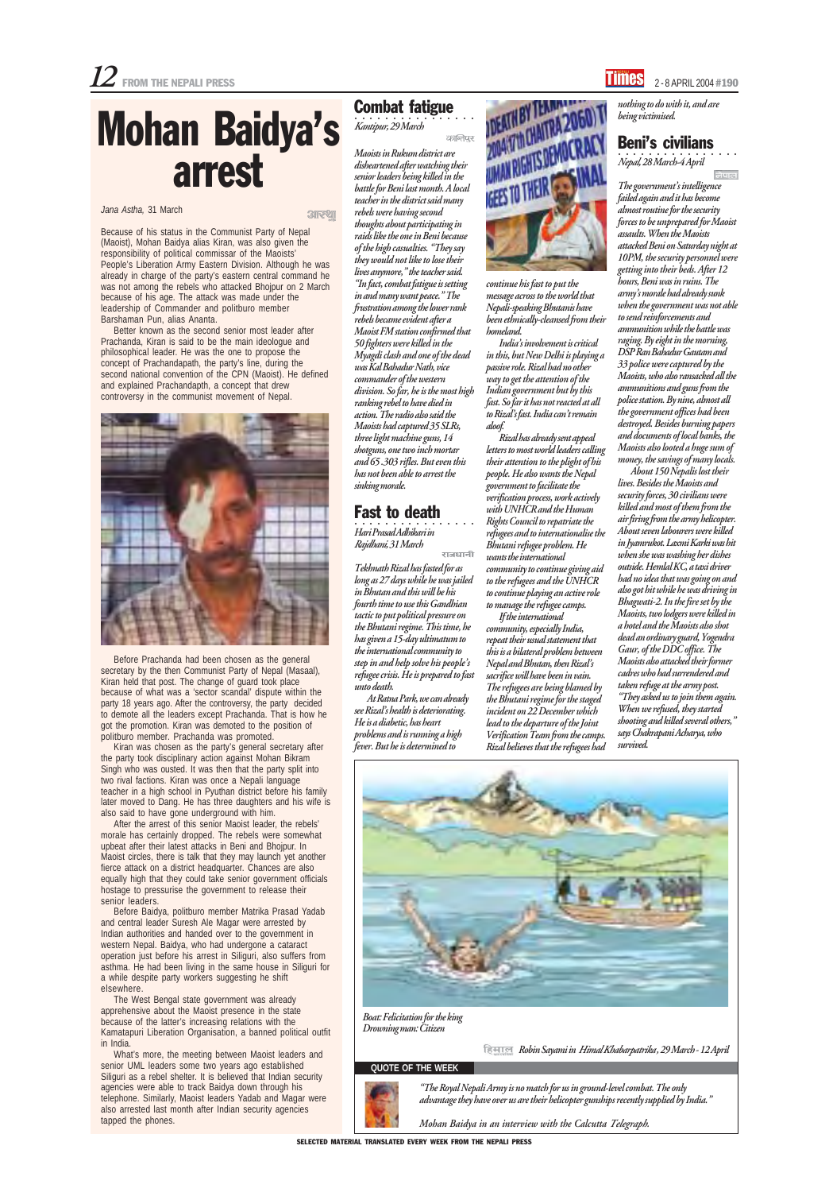# Mohan Baidya's arrest

*Jana Astha,* 31 March

आस्था

Because of his status in the Communist Party of Nepal (Maoist), Mohan Baidya alias Kiran, was also given the responsibility of political commissar of the Maoists' People's Liberation Army Eastern Division. Although he was already in charge of the party's eastern central command he was not among the rebels who attacked Bhojpur on 2 March because of his age. The attack was made under the leadership of Commander and politburo member Barshaman Pun, alias Ananta.

Better known as the second senior most leader after Prachanda, Kiran is said to be the main ideologue and philosophical leader. He was the one to propose the concept of Prachandapath, the party's line, during the second national convention of the CPN (Maoist). He defined and explained Prachandapth, a concept that drew controversy in the communist movement of Nepal.

Before Prachanda had been chosen as the general secretary by the then Communist Party of Nepal (Masaal), Kiran held that post. The change of guard took place because of what was a 'sector scandal' dispute within the party 18 years ago. After the controversy, the party decided to demote all the leaders except Prachanda. That is how he got the promotion. Kiran was demoted to the position of politburo member. Prachanda was promoted.

Kiran was chosen as the party's general secretary after the party took disciplinary action against Mohan Bikram Singh who was ousted. It was then that the party split into two rival factions. Kiran was once a Nepali language teacher in a high school in Pyuthan district before his family later moved to Dang. He has three daughters and his wife is also said to have gone underground with him.

After the arrest of this senior Maoist leader, the rebels' morale has certainly dropped. The rebels were somewhat upbeat after their latest attacks in Beni and Bhojpur. In Maoist circles, there is talk that they may launch yet another fierce attack on a district headquarter. Chances are also equally high that they could take senior government officials hostage to pressurise the government to release their senior leaders.

Before Baidya, politburo member Matrika Prasad Yadab and central leader Suresh Ale Magar were arrested by Indian authorities and handed over to the government in western Nepal. Baidya, who had undergone a cataract operation just before his arrest in Siliguri, also suffers from asthma. He had been living in the same house in Siliguri for a while despite party workers suggesting he shift elsewhere.

The West Bengal state government was already apprehensive about the Maoist presence in the state because of the latter's increasing relations with the Kamatapuri Liberation Organisation, a banned political outfit in India.

What's more, the meeting between Maoist leaders and senior UML leaders some two years ago established Siliguri as a rebel shelter. It is believed that Indian security agencies were able to track Baidya down through his telephone. Similarly, Maoist leaders Yadab and Magar were also arrested last month after Indian security agencies tapped the phones.

## Combat fatigue

*Kantipur, 29 March*

कान्तिपुर

*Maoists in Rukum district are disheartened after watching their senior leaders being killed in the battle for Beni last month. A local teacher in the district said many rebels were having second thoughts about participating in raids like the one in Beni because of the high casualties. "They say they would not like to lose their lives anymore," the teacher said. "In fact, combat fatigue is setting in and many want peace." The frustration among the lower rank rebels became evident after a Maoist FM station confirmed that 50 fighters were killed in the Myagdi clash and one of the dead was Kal Bahadur Nath, vice commander of the western division. So far, he is the most high ranking rebel to have died in action. The radio also said the Maoists had captured 35 SLRs, three light machine guns, 14 shotguns, one two inch mortar and 65 .303 rifles. But even this has not been able to arrest the sinking morale.*

## Fast to death

*Hari Prasad Adhikari in Rajdhani, 31 March*

राजधानी

*Tekhnath Rizal has fasted for as long as 27 days while he was jailed in Bhutan and this will be his fourth time to use this Gandhian tactic to put political pressure on the Bhutani regime. This time, he has given a 15-day ultimatum to the international community to step in and help solve his people's refugee crisis. He is prepared to fast unto death.*

*At Ratna Park, we can already see Rizal's health is deteriorating. He is a diabetic, has heart problems and is running a high fever. But he is determined to continue his fast to put the message across to the world that Nepali-speaking Bhutanis have been ethnically-cleansed from their homeland.*

*India's involvement is critical in this, but New Delhi is playing a passive role. Rizal had no other way to get the attention of the Indian government but by this fast. So far it has not reacted at all to Rizal's fast. India can't remain aloof.*

*Rizal has already sent appeal letters to most world leaders calling their attention to the plight of his people. He also wants the Nepal government to facilitate the verification process, work actively with UNHCR and the Human Rights Council to repatriate the refugees and to internationalise the Bhutani refugee problem. He wants the international community to continue giving aid to the refugees and the UNHCR to continue playing an active role to manage the refugee camps.*

*If the international community, especially India, repeat their usual statement that this is a bilateral problem between Nepal and Bhutan, then Rizal's sacrifice will have been in vain. The refugees are being blamed by the Bhutani regime for the staged incident on 22 December which lead to the departure of the Joint Verification Team from the camps. Rizal believes that the refugees had nothing to do with it, and are being victimised.*

## Beni's civilians

*Nepal, 28 March-4 April*

नेपाल

*The government's intelligence failed again and it has become almost routine for the security forces to be unprepared for Maoist assaults. When the Maoists attacked Beni on Saturday night at 10PM, the security personnel were getting into their beds. After 12 hours, Beni was in ruins. The army's morale had already sunk when the government was not able to send reinforcements and ammunition while the battle was raging. By eight in the morning, DSP Ram Bahadur Gautam and 33 police were captured by the Maoists, who also ransacked all the ammunitions and guns from the police station. By noine, almost all the government offices had been destroyed. Besides burning papers and documents of local banks, the Maoists also looted a huge sum of money, the savings of many locals.*

*About 150 Nepalis lost their lives. Besides the Maoists and security forces, 30 civilians were killed and most of them from the air firing from the army helicopter. About seven labourers were killed in Jyamrukot. Laxmi Karki was hit when she was washing her dishes outside. Hemlal KC, a taxi driver had no idea that was going on and also got hit while he was driving in Bhagwati-2. In the fire set by the Maoists, two lodgers were killed in a hotel and the Maoists also shot dead an ordinary guard, Yogendra Gaur, of the DDC office. The Maoists also attacked their former cadres who had surrendered and taken refuge at the army post. "They asked us to join them again. When we refused, they started shooting and killed several others," says Chakrapani Acharya, who survived.*

*Boat: Felicitation for the king*
*Drowning man: Citizen*

हिमाल *Robin Sayami in Himal Khabarpatrika, 29 March - 12 April*

### QUOTE OF THE WEEK

*"The Royal Nepali Army is no match for us in ground-level combat. The only advantage they have over us are their helicopter gunships recently supplied by India."*

*Mohan Baidya in an interview with the Calcutta Telegraph.*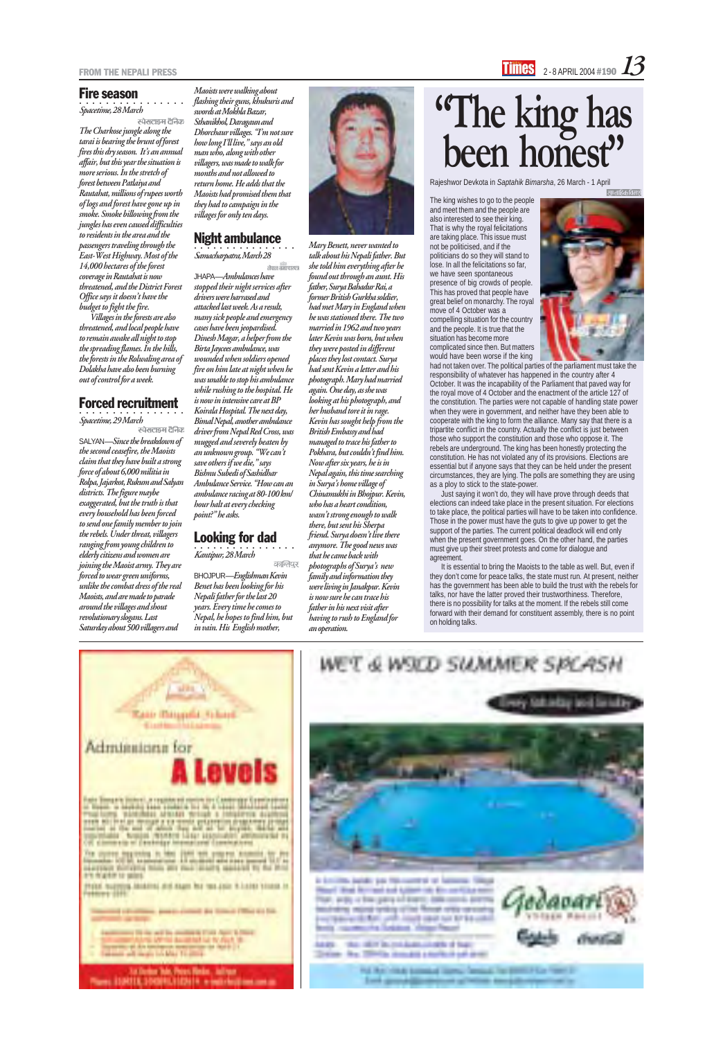## Fire season

*Spacetime, 28 March*

स्पेसटाइम दैनिक

*The Charkose jungle along the tarai is bearing the brunt of forest fires this dry season. It's an annual affair, but this year the situation is more serious. In the stretch of forest between Patlaiya and Rautahat, millions of rupees worth of logs and forest have gone up in smoke. Smoke billowing from the jungles has even caused difficulties to residents in the area and the passengers traveling through the East-West Highway. Most of the 14,000 hectares of the forest coverage in Rautahat is now threatened, and the District Forest Office says it doesn't have the budget to fight the fire.*

*Villages in the forests are also threatened, and local people have to remain awake all night to stop the spreading flames. In the hills, the forests in the Rolwaling area of Dolakha have also been burning out of control for a week.*

## Forced recruitment

*Spacetime, 29 March*

स्पेसटाइम दैनिक

SALYAN—*Since the breakdown of the second ceasefire, the Maoists claim that they have built a strong force of about 6,000 militia in Rolpa, Jajarkot, Rukum and Salyan districts. The figure maybe exaggerated, but the truth is that every household has been forced to send one family member to join the rebels. Under threat, villagers ranging from young children to elderly citizens and women are joining the Maoist army. They are forced to wear green uniforms, unlike the combat dress of the real Maoists, and are made to parade around the villages and shout revolutionary slogans. Last Saturday about 500 villagers and Maoists were walking about flashing their guns, khukuris and swords at Mokhla Bazar, Sthanikhol, Daragaun and Dhorchaur villages. "I'm not sure how long I'll live," says an old man who, along with other villagers, was made to walk for months and not allowed to return home. He adds that the Maoists had promised them that they had to campaign in the villages for only ten days.*

## Night ambulance

*Samacharpatra, March 28*

समाचारपत्र

JHAPA—*Ambulances have stopped their night services after drivers were harrased and attacked last week. As a result, many sick people and emergency cases have been jeopardised. Dinesh Magar, a helper from the Birta Jaycees ambulance, was wounded when soldiers opened fire on him late at night when he was unable to stop his ambulance while rushing to the hospital. He is now in intensive care at BP Koirala Hospital. The next day, Bimal Nepal, another ambulance driver from Nepal Red Cross, was mugged and severely beaten by an unknown group. "We can't save others if we die," says Bishnu Subedi of Sashidhar Ambulance Service. "How can an ambulance racing at 80-100 km/hour halt at every checking point?" he asks.*

## Looking for dad

*Kantipur, 28 March*

कान्तिपुर

BHOJPUR—*Englishman Kevin Benet has been looking for his Nepali father for the last 20 years. Every time he comes to Nepal, he hopes to find him, but in vain. His English mother, Mary Benett, never wanted to talk about his Nepali father. But she told him everything after he found out through an aunt. His father, Surya Bahadur Rai, a former British Gurkha soldier, had met Mary in England when he was stationed there. The two married in 1962 and two years later Kevin was born, but when they were posted in different places they lost contact. Surya had sent Kevin a letter and his photograph. Mary had married again. One day, as she was looking at his photograph, and her husband tore it in rage. Kevin has sought help from the British Embassy and had managed to trace his father to Pokhara, but couldn't find him. Now after six years, he is in Nepal again, this time searching in Surya's home village of Chinamukhi in Bhojpur. Kevin, who has a heart condition, wasn't strong enough to walk there, but sent his Sherpa friend. Surya doesn't live there anymore. The good news was that he came back with photographs of Surya's new family and information they were living in Janakpur. Kevin is now sure he can trace his father in his next visit after having to rush to England for an operation.*

# "The king has been honest"

Rajeshwor Devkota in *Saptahik Bimarsha*, 26 March - 1 April

The king wishes to go to the people and meet them and the people are also interested to see their king. That is why the royal felicitations are taking place. This issue must not be politicised, and if the politicians do so they will stand to lose. In all the felicitations so far, we have seen spontaneous presence of big crowds of people. This has proved that people have great belief on monarchy. The royal move of 4 October was a compelling situation for the country and the people. It is true that the situation has become more complicated since then. But matters would have been worse if the king had not taken over. The political parties of the parliament must take the responsibility of whatever has happened in the country after 4 October. It was the incapability of the Parliament that paved way for the royal move of 4 October and the enactment of the article 127 of the constitution. The parties were not capable of handling state power when they were in government, and neither have they been able to cooperate with the king to form the alliance. Many say that there is a tripartite conflict in the country. Actually the conflict is just between those who support the constitution and those who oppose it. The rebels are underground. The king has been honestly protecting the constitution. He has not violated any of its provisions. Elections are essential but if anyone says that they can be held under the present circumstances, they are lying. The polls are something they are using as a ploy to stick to the state-power.

Just saying it won't do, they will have prove through deeds that elections can indeed take place in the present situation. For elections to take place, the political parties will have to be held under confidence. Those in the power must have the guts to give up power to get the support of the parties. The current political deadlock will end only when the present government goes. On the other hand, the parties must give up their street protests and come for dialogue and agreement.

It is essential to bring the Maoists to the table as well. But, even if they don't come for peace talks, the state must run. At present, neither has the government has been able to build the trust with the rebels for talks, nor have the latter proved their trustworthiness. Therefore, there is no possibility for talks at the moment. If the rebels still come forward with their demand for constituent assembly, there is no point on holding talks.

Admissions for **A Levels**

WET & WILD SUMMER SPLASH

Every Saturday and Sunday

Godavari Village Resort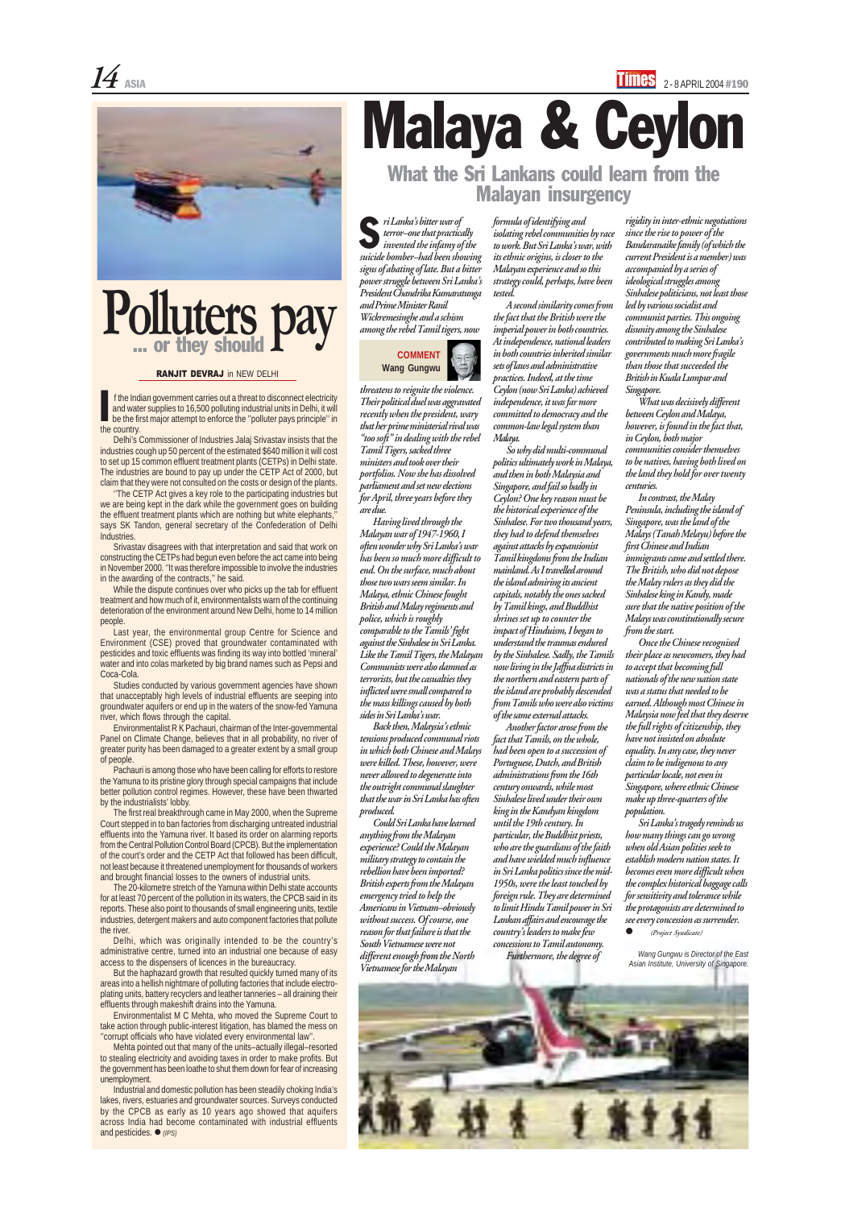# Polluters pay

## ... or they should

**RANJIT DEVRAJ** in NEW DELHI

If the Indian government carries out a threat to disconnect electricity and water supplies to 16,500 polluting industrial units in Delhi, it will be the first major attempt to enforce the "polluter pays principle" in the country.

Delhi's Commissioner of Industries Jalaj Srivastav insists that the industries cough up 50 percent of the estimated $640 million it will cost to set up 15 common effluent treatment plants (CETPs) in Delhi state. The industries are bound to pay up under the CETP Act of 2000, but claim that they were not consulted on the costs or design of the plants.

"The CETP Act gives a key role to the participating industries but we are being kept in the dark while the government goes on building the effluent treatment plants which are nothing but white elephants," says SK Tandon, general secretary of the Confederation of Delhi Industries.

Srivastav disagrees with that interpretation and said that work on constructing the CETPs had begun even before the act came into being in November 2000. "It was therefore impossible to involve the industries in the awarding of the contracts," he said.

While the dispute continues over who picks up the tab for effluent treatment and how much of it, environmentalists warn of the continuing deterioration of the environment around New Delhi, home to 14 million people.

Last year, the environmental group Centre for Science and Environment (CSE) proved that groundwater contaminated with pesticides and toxic effluents was finding its way into bottled 'mineral' water and into colas marketed by big brand names such as Pepsi and Coca-Cola.

Studies conducted by various government agencies have shown that unacceptably high levels of industrial effluents are seeping into groundwater aquifers or end up in the waters of the snow-fed Yamuna river, which flows through the capital.

Environmentalist R K Pachauri, chairman of the Inter-governmental Panel on Climate Change, believes that in all probability, no river of greater purity has been damaged to a greater extent by a small group of people.

Pachauri is among those who have been calling for efforts to restore the Yamuna to its pristine glory through special campaigns that include better pollution control regimes. However, these have been thwarted by the industrialists' lobby.

The first real breakthrough came in May 2000, when the Supreme Court stepped in to ban factories from discharging untreated industrial effluents into the Yamuna river. It based its order on alarming reports from the Central Pollution Control Board (CPCB). But the implementation of the court's order and the CETP Act that followed has been difficult, not least because it threatened unemployment for thousands of workers and brought financial losses to the owners of industrial units.

The 20-kilometre stretch of the Yamuna within Delhi state accounts for at least 70 percent of the pollution in its waters, the CPCB said in its reports. These also point to thousands of small engineering units, textile industries, detergent makers and auto component factories that pollute the river.

Delhi, which was originally intended to be the country's administrative centre, turned into an industrial one because of easy access to the dispensers of licences in the bureaucracy.

But the haphazard growth that resulted quickly turned many of its areas into a hellish nightmare of polluting factories that include electro-plating units, battery recyclers and leather tanneries – all draining their effluents through makeshift drains into the Yamuna.

Environmentalist M C Mehta, who moved the Supreme Court to take action through public-interest litigation, has blamed the mess on "corrupt officials who have violated every environmental law".

Mehta pointed out that many of the units–actually illegal–resorted to stealing electricity and avoiding taxes in order to make profits. But the government has been loathe to shut them down for fear of increasing unemployment.

Industrial and domestic pollution has been steadily choking India's lakes, rivers, estuaries and groundwater sources. Surveys conducted by the CPCB as early as 10 years ago showed that aquifers across India had become contaminated with industrial effluents and pesticides. ● *(IPS)*

# Malaya & Ceylon

## What the Sri Lankans could learn from the Malayan insurgency

**COMMENT**
**Wang Gungwu**

*Sri Lanka's bitter war of terror–one that practically invented the infamy of the suicide bomber–had been showing signs of abating of late. But a bitter power struggle between Sri Lanka's President Chandrika Kumaratunga and Prime Minister Ranil Wickremesinghe and a schism among the rebel Tamil tigers, now threatens to reignite the violence. Their political duel was aggravated recently when the president, wary that her prime ministerial rival was "too soft" in dealing with the rebel Tamil Tigers, sacked three ministers and took over their portfolios. Now she has dissolved parliament and set new elections for April, three years before they are due.*

*Having lived through the Malayan war of 1947-1960, I often wonder why Sri Lanka's war has been so much more difficult to end. On the surface, much about those two wars seem similar. In Malaya, ethnic Chinese fought British and Malay regiments and police, which is roughly comparable to the Tamils' fight against the Sinhalese in Sri Lanka. Like the Tamil Tigers, the Malayan Communists were also damned as terrorists, but here the casualties they inflicted were small compared to the mass killings caused by both sides in Sri Lanka's war.*

*Back then, Malaysia's ethnic tensions produced communal riots in which both Chinese and Malays were killed. These, however, were never allowed to degenerate into the outright communal slaughter that the war in Sri Lanka has often produced.*

*Could Sri Lanka have learned anything from the Malayan experience? Could the Malayan military strategy to contain the rebellion have been imported? British experts from the Malayan emergency tried to help the Americans in Vietnam–obviously without success. Of course, one reason for that failure is that the South Vietnamese were not different enough from the North Vietnamese for the Malayan formula of identifying and isolating rebel communities by race to work. But Sri Lanka's war, with its ethnic origins, is closer to the Malayan experience and so this strategy could, perhaps, have been tested.*

*A second similarity comes from the fact that the British were the imperial power in both countries. At independence, national leaders in both countries inherited similar sets of laws and administrative practices. Indeed, at the time Ceylon (now Sri Lanka) achieved independence, it was far more committed to democracy and the common-law legal system than Malaya.*

*So why did multi-communal politics ultimately work in Malaya, and then in both Malaysia and Singapore, and fail so badly in Ceylon? One key reason must be the historical experience of the Sinhalese. For two thousand years, they had to defend themselves against attacks by expansionist Tamil kingdoms from the Indian mainland. As I travelled around the island admiring its ancient capitals, notably the ones sacked by Tamil kings, and Buddhist shrines set up to counter the impact of Hinduism, I began to understand the traumas endured by the Sinhalese. Sadly, the Tamils now living in the Jaffna districts in the northern and eastern parts of the island are probably descended from Tamils who were also victims of the same external attacks.*

*Another factor arose from the fact that Tamils, on the whole, had been open to a succession of Portuguese, Dutch, and British administrations from the 16th century onwards, while most Sinhalese lived under their own king in the Kandyan kingdom until the 19th century. In particular, the Buddhist priests, who are the guardians of the faith and have wielded much influence in Sri Lanka politics since the mid-1950s, were the least touched by foreign rule. They are determined to limit Hindu Tamil power in Sri Lankan affairs and encourage the country's leaders to make few concessions to Tamil autonomy.*

*Furthermore, the degree of rigidity in inter-ethnic negotiations since the rise to power of the Bandaranaike family (of which the current President is a member) was accompanied by a series of ideological struggles among Sinhalese politicians, not least those led by various socialist and communist parties. This ongoing disunity among the Sinhalese contributed to making Sri Lanka's governments much more fragile than those that succeeded the British in Kuala Lumpur and Singapore.*

*What was decisively different between Ceylon and Malaya, however, is found in the fact that, in Ceylon, both major communities consider themselves to be natives, having both lived on the land they hold for over twenty centuries.*

*In contrast, the Malay Peninsula, including the island of Singapore, was the land of the Malays (Tanah Melayu) before the first Chinese and Indian immigrants came and settled there. The British, who did not depose the Malay rulers as they did the Sinhalese king in Kandy, made sure that the native position of the Malays was constitutionally secure from the start.*

*Once the Chinese recognised their place as newcomers, they had to accept that becoming full nationals of the new nation state was a status that needed to be earned. Although most Chinese in Malaysia now feel that they deserve the full rights of citizenship, they have not insisted on absolute equality. In any case, they never claim to be indigenous to any particular locale, not even in Singapore, where ethnic Chinese make up three-quarters of the population.*

*Sri Lanka's tragedy reminds us how many things can go wrong when old Asian polities seek to establish modern nation states. It becomes even more difficult when the complex historical baggage calls for sensitivity and tolerance while the protagonists are determined to see every concession as surrender.* ● *(Project Syndicate)*

*Wang Gungwu is Director of the East Asian Institute, University of Singapore.*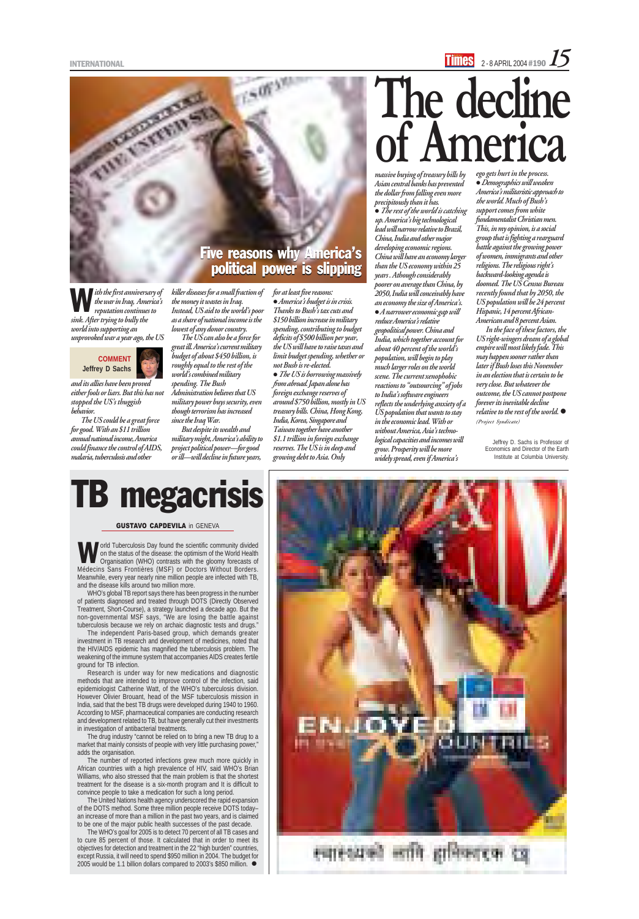# The decline of America

## Five reasons why America's political power is slipping

COMMENT
Jeffrey D Sachs

*With the first anniversary of the war in Iraq, America's reputation continues to sink. After trying to bully the world into supporting an unprovoked war a year ago, the US and its allies have been proved either fools or liars. But this has not stopped the US's thuggish behavior.*

*The US could be a great force for good. With an $11 trillion annual national income, America could finance the control of AIDS, malaria, tuberculosis and other killer diseases for a small fraction of the money it wastes in Iraq. Instead, US aid to the world's poor as a share of national income is the lowest of any donor country.*

*The US can also be a force for great ill. America's current military budget of about $450 billion, is roughly equal to the rest of the world's combined military spending. The Bush Administration believes that US military power buys security, even though terrorism has increased since the Iraq War.*

*But despite its wealth and military might, America's ability to project political power—for good or ill—will decline in future years, for at least five reasons:*

- *America's budget is in crisis. Thanks to Bush's tax cuts and $150 billion increase in military spending, contributing to budget deficits of $500 billion per year, the US will have to raise taxes and limit budget spending, whether or not Bush is re-elected.*
- *The US is borrowing massively from abroad. Japan alone has foreign exchange reserves of around $750 billion, mostly in US treasury bills. China, Hong Kong, India, Korea, Singapore and Taiwan together have another $1.1 trillion in foreign exchange reserves. The US is in deep and growing debt to Asia. Only massive buying of treasury bills by Asian central banks has prevented the dollar from falling even more precipitously than it has.*
- *The rest of the world is catching up. America's big technological lead will narrow relative to Brazil, China, India and other major developing economic regions. China will have an economy larger than the US economy within 25 years. Although considerably poorer on average than China, by 2050, India will conceivably have an economy the size of America's.*
- *A narrower economic gap will reduce America's relative geopolitical power. China and India, which together account for about 40 percent of the world's population, will begin to play much larger roles on the world scene. The current xenophobic reactions to "outsourcing" of jobs to India's software engineers reflects the underlying anxiety of a US population that wants to stay in the economic lead. With or without America, Asia's technological capacities and incomes will grow. Prosperity will be more widely spread, even if America's ego gets hurt in the process.*
- *Demographics will weaken America's militaristic approach to the world. Much of Bush's support comes from white fundamentalist Christian men. This, in my opinion, is a social group that is fighting a rearguard battle against the growing power of women, immigrants and other religions. The religious right's backward-looking agenda is doomed. The US Census Bureau recently found that by 2050, the US population will be 24 percent Hispanic, 14 percent African-American and 8 percent Asian.*

*In the face of these factors, the US right-wingers dream of a global empire will most likely fade. This may happen sooner rather than later if Bush loses this November in an election that is certain to be very close. But whatever the outcome, the US cannot postpone forever its inevitable decline relative to the rest of the world.* ●

*(Project Syndicate)*

Jeffrey D. Sachs is Professor of Economics and Director of the Earth Institute at Columbia University.

# TB megacrisis

**GUSTAVO CAPDEVILA** in GENEVA

World Tuberculosis Day found the scientific community divided on the status of the disease: the optimism of the World Health Organisation (WHO) contrasts with the gloomy forecasts of Médecins Sans Frontières (MSF) or Doctors Without Borders. Meanwhile, every year nearly nine million people are infected with TB, and the disease kills around two million more.

WHO's global TB report says there has been progress in the number of patients diagnosed and treated through DOTS (Directly Observed Treatment, Short-Course), a strategy launched a decade ago. But the non-governmental MSF says, "We are losing the battle against tuberculosis because we rely on archaic diagnostic tests and drugs."

The independent Paris-based group, which demands greater investment in TB research and development of medicines, noted that the HIV/AIDS epidemic has magnified the tuberculosis problem. The weakening of the immune system that accompanies AIDS creates fertile ground for TB infection.

Research is under way for new medications and diagnostic methods that are intended to improve control of the infection, said epidemiologist Catherine Watt, of the WHO's tuberculosis division. However Olivier Brouant, head of the MSF tuberculosis mission in India, said that the best TB drugs were developed during 1940 to 1960. According to MSF, pharmaceutical companies are conducting research and development related to TB, but have generally cut their investments in investigation of antibacterial treatments.

The drug industry "cannot be relied on to bring a new TB drug to a market that mainly consists of people with very little purchasing power," adds the organisation.

The number of reported infections grew much more quickly in African countries with a high prevalence of HIV, said WHO's Brian Williams, who also stressed that the main problem is that the shortest treatment for the disease is a six-month program and It is difficult to convince people to take a medication for such a long period.

The United Nations health agency underscored the rapid expansion of the DOTS method. Some three million people receive DOTS today–an increase of more than a million in the past two years, and is claimed to be one of the major public health successes of the past decade.

The WHO's goal for 2005 is to detect 70 percent of all TB cases and to cure 85 percent of those. It calculated that in order to meet its objectives for detection and treatment in the 22 "high burden" countries, except Russia, it will need to spend $950 million in 2004. The budget for 2005 would be 1.1 billion dollars compared to 2003's $850 million. ●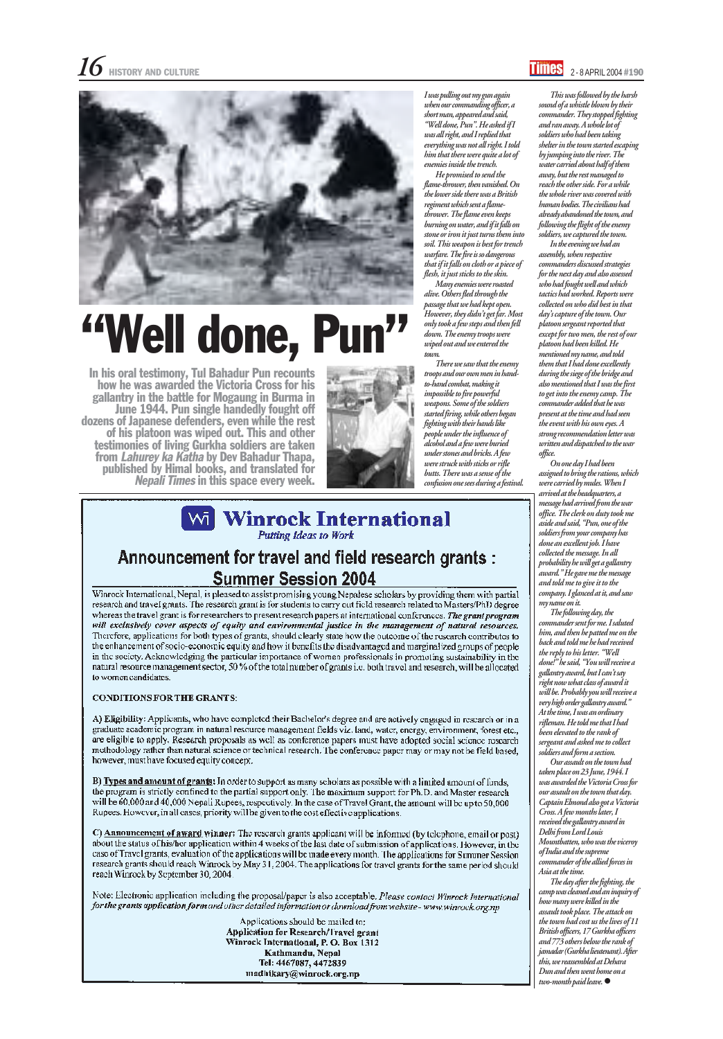# "Well done, Pun"

**In his oral testimony, Tul Bahadur Pun recounts how he was awarded the Victoria Cross for his gallantry in the battle for Mogaung in Burma in June 1944. Pun single handedly fought off dozens of Japanese defenders, even while the rest of his platoon was wiped out. This and other testimonies of living Gurkha soldiers are taken from *Lahurey ka Katha* by Dev Bahadur Thapa, published by Himal books, and translated for *Nepali Times* in this space every week.**

*I was pulling out my gun again when our commanding officer, a short man, appeared and said, "Well done, Pun". He asked if I was all right, and I replied that everything was not all right. I told him that there were quite a lot of enemies inside the trench.*

*He promised to send the flame-thrower, then vanished. On the lower side there was a British regiment which sent a flame-thrower. The flame even keeps burning on water, and if it falls on stone or iron it just turns them into soil. This weapon is best for trench warfare. The fire is so dangerous that if it falls on cloth or a piece of flesh, it just sticks to the skin.*

*Many enemies were roasted alive. Others fled through the passage that we had kept open. However, they didn't get far. Most only took a few steps and then fell down. The enemy troops were wiped out and we entered the town.*

*There we saw that the enemy troops and our own men in hand-to-hand combat, making it impossible to fire powerful weapons. Some of the soldiers started firing, while others began fighting with their hands like people under the influence of alcohol and a few were buried under stones and bricks. A few were struck with sticks or rifle butts. There was a sense of the confusion one sees during a festival.*

*This was followed by the harsh sound of a whistle blown by their commander. They stopped fighting and ran away. A whole lot of soldiers who had been taking shelter in the town started escaping by jumping into the river. The water carried about half of them away, but the rest managed to reach the other side. For a while the whole river was covered with human bodies. The civilians had already abandoned the town, and following the flight of the enemy soldiers, we captured the town.*

*In the evening we had an assembly, when respective commanders discussed strategies for the next day and also assessed who had fought well and which tactics had worked. Reports were collected on who did best in that day's capture of the town. Our platoon sergeant reported that except for two men, the rest of our platoon had been killed. He mentioned my name, and told them that I had done excellently during the siege of the bridge and also mentioned that I was the first to get into the enemy camp. The commander added that he was present at the time and had seen the event with his own eyes. A strong recommendation letter was written and dispatched to the war office.*

*On one day I had been assigned to bring the rations, which were carried by mules. When I arrived at the headquarters, a message had arrived from the war office. The clerk on duty took me aside and said, "Pun, one of the soldiers from your company has done an excellent job. I have collected the message. In all probability he will get a gallantry award." He gave me the message and told me to give it to the company. I glanced at it, and saw my name on it.*

*The following day, the commander sent for me. I saluted him, and then he patted me on the back and told me he had received the reply to his letter. "Well done!" he said, "You will receive a gallantry award, but I can't say right now what class of award it will be. Probably you will receive a very high order gallantry award." At the time, I was an ordinary rifleman. He told me that I had been elevated to the rank of sergeant and asked me to collect soldiers and form a section.*

*Our assault on the town had taken place on 23 June, 1944. I was awarded the Victoria Cross for our assault on the town that day. Captain Elmond also got a Victoria Cross. A few months later, I received the gallantry award in Delhi from Lord Louis Mountbatten, who was the viceroy of India and the supreme commander of the allied forces in Asia at the time.*

*The day after the fighting, the camp was cleaned and an inquiry of how many were killed in the assault took place. The attack on the town had cost us the lives of 11 British officers, 17 Gurkha officers and 773 others below the rank of jamadar (Gurkha lieutenant). After this, we reassembled at Dehara Dun and then went home on a two-month paid leave.* ●

---

# Winrock International

*Putting Ideas to Work*

## Announcement for travel and field research grants : Summer Session 2004

Winrock International, Nepal, is pleased to assist promising young Nepalese scholars by providing them with partial research and travel grants. The research grant is for students to carry out field research related to Masters/PhD degree whereas the travel grant is for researchers to present research papers at international conferences. ***The grant program will exclusively cover aspects of equity and environmental justice in the management of natural resources.*** Therefore, applications for both types of grants, should clearly state how the outcome of the research contributes to the enhancement of socio-economic equity and how it benefits the disadvantaged and marginalized groups of people in the society. Acknowledging the particular importance of women professionals in promoting sustainability in the natural resource management sector, 50 % of the total number of grants i.e. both travel and research, will be allocated to women candidates.

**CONDITIONS FOR THE GRANTS:**

A) **Eligibility:** Applicants, who have completed their Bachelor's degree and are actively engaged in research or in a graduate academic program in natural resource management fields viz. land, water, energy, environment, forest etc., are eligible to apply. Research proposals as well as conference papers must have adopted social science research methodology rather than natural science or technical research. The conference paper may or may not be field based, however, must have focused equity concept.

B) **Types and amount of grants:** In order to support as many scholars as possible with a limited amount of funds, the program is strictly confined to the partial support only. The maximum support for Ph.D. and Master research will be 60,000 and 40,000 Nepali Rupees, respectively. In the case of Travel Grant, the amount will be up to 50,000 Rupees. However, in all cases, priority will be given to the cost effective applications.

C) **Announcement of award winner:** The research grants applicant will be informed (by telephone, email or post) about the status of his/her application within 4 weeks of the last date of submission of applications. However, in the case of Travel grants, evaluation of the applications will be made every month. The applications for Summer Session research grants should reach Winrock by May 31, 2004. The applications for travel grants for the same period should reach Winrock by September 30, 2004.

Note: Electronic application including the proposal/paper is also acceptable. *Please contact Winrock International for the grants application form and other detailed information or download from website - www.winrock.org.np*

Applications should be mailed to:
**Application for Research/Travel grant**
**Winrock International, P. O. Box 1312**
**Kathmandu, Nepal**
**Tel: 4467087, 4472839**
**madhikary@winrock.org.np**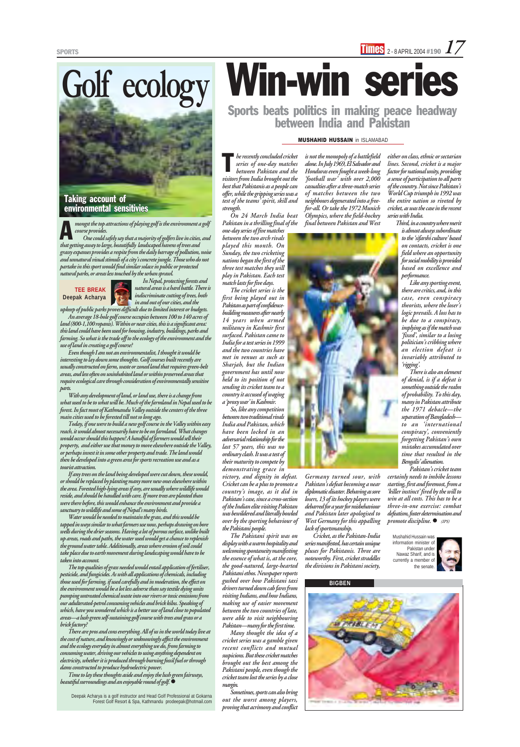# Golf ecology

## Taking account of environmental sensitivities

**TEE BREAK**
**Deepak Acharya**

*Amongst the top attractions of playing golf is the environment a golf course provides.*

*One could safely say that a majority of golfers live in cities, and that getting away to large, beautifully landscaped havens of trees and grassy expanses provides a respite from the daily barrage of pollution, noise and unnatural visual stimuli of a city's concrete jungle. Those who do not partake in this sport would find similar solace in public or protected natural parks, or areas less touched by the urban sprawl.*

*In Nepal, protecting forests and natural areas is a hard battle. There is indiscriminate cutting of trees, both in and out of our cities, and the upkeep of public parks proves difficult due to limited interest or budgets.*

*An average 18-hole golf course occupies between 100 to 140 acres of land (800-1,100 ropanis). Within or near cities, this is a significant area: this land could have been used for housing, industry, buildings, parks and farming. So what is the trade off to the ecology of the environment and the use of land in creating a golf course?*

*Even though I am not an environmentalist, I thought it would be interesting to lay down some thoughts. Golf courses built recently are usually constructed on farm, waste or zoned land that requires green-belt areas, and less often on uninhabited land or within preserved areas that require ecological care through consideration of environmentally sensitive parts.*

*With any development of land, or land use, there is a change from what used to be to what will be. Much of the farmland in Nepal used to be forest. In fact most of Kathmandu Valley outside the centers of the three main cities used to be forested till not so long ago.*

*Today, if one were to build a new golf course in the Valley within easy reach, it would almost necessarily have to be on farmland. What changes would occur should this happen? A handful of farmers would sell their property, and either use that money to move elsewhere outside the Valley, or perhaps invest it in some other property and trade. The land would then be developed into a green area for sports recreation use and as a tourist attraction.*

*If any trees on the land being developed were cut down, these would, or should be replaced by planting many more new ones elsewhere within the area. Forested high-lying areas if any, are usually where wildlife would reside, and should be handled with care. If more trees are planted than were there before, this would enhance the environment and provide a sanctuary to wildlife and some of Nepal's many birds.*

*Water would be needed to maintain the grass, and this would be tapped in ways similar to what farmers use now, perhaps drawing on bore wells during the drier seasons. Having a lot of porous surface, unlike built up areas, roads and paths, the water used would get a chance to replenish the ground water table. Additionally, areas where erosion of soil could take place due to earth movement during landscaping would have to be taken into account.*

*The top qualities of grass needed would entail application of fertiliser, pesticide, and fungicides. As with all applications of chemicals, including those used for farming, if used carefully and in moderation, the effect on the environment would be a lot less adverse than say textile dying units pumping untreated chemical waste into our rivers or toxic emissions from our adulterated-petrol consuming vehicles and brick kilns. Speaking of which, have you wondered which is a better use of land close to populated areas—a lush green self-sustaining golf course with trees and grass or a brick factory?*

*There are pros and cons everything. All of us in the world today live at the cost of nature, and knowingly or unknowingly affect the environment and the ecology everyday in almost everything we do, from farming to consuming water, driving our vehicles to using anything dependent on electricity, whether it is produced through burning fossil fuel or through dams constructed to produce hydroelectric power.*

*Time to lay these thoughts aside and enjoy the lush green fairways, beautiful surroundings and an enjoyable round of golf.* ●

Deepak Acharya is a golf instructor and Head Golf Professional at Gokarna Forest Golf Resort & Spa, Kathmandu prodeepak@hotmail.com

# Win-win series

## Sports beats politics in making peace headway between India and Pakistan

**MUSHAHID HUSSAIN** in ISLAMABAD

*The recently concluded cricket series of one-day matches between Pakistan and the visitors from India brought out the best that Pakistanis as a people can offer, while the gripping series was a test of the teams' spirit, skill and strength.*

*On 24 March India beat Pakistan in a thrilling final of the one-day series of five matches between the two arch rivals played this month. On Sunday, the two cricketing nations began the first of the three test matches they will play in Pakistan. Each test match lasts for five days.*

*The cricket series is the first being played out in Pakistan as part of confidence-building measures after nearly 14 years when armed militancy in Kashmir first surfaced. Pakistan came to India for a test series in 1999 and the two countries have met in venues as such as Sharjah, but the Indian government has until now held to its position of not sending its cricket team to a country it accused of waging a 'proxy war' in Kashmir.*

*So, like any competition between two traditional rivals India and Pakistan, which have been locked in an adversarial relationship for the last 57 years, this was no ordinary clash. It was a test of their maturity to compete by demonstrating grace in victory, and dignity in defeat. Cricket can be a plus to promote a country's image, as it did in Pakistan's case, since a cross-section of the Indian elite visiting Pakistan was bewildered and literally bowled over by the sporting behaviour of the Pakistani people.*

*The Pakistani spirit was on display with a warm hospitality and welcoming spontaneity manifesting the essence of what is, at the core, the good-natured, large-hearted Pakistani ethos. Newspaper reports gushed over how Pakistani taxi drivers turned down cab fares from visiting Indians, and how Indians, making use of easier movement between the two countries of late, were able to visit neighbouring Pakistan—many for the first time.*

*Many thought the idea of a cricket series was a gamble given recent conflicts and mutual suspicions. But these cricket matches brought out the best among the Pakistani people, even though the cricket team lost the series by a close margin.*

*Sometimes, sports can also bring out the worst among players, proving that acrimony and conflict is not the monopoly of a battlefield alone. In July 1969, El Salvador and Honduras even fought a week-long 'football war' with over 2,000 casualties after a three-match series of matches between the two neighbours degenerated into a free-for-all. Or take the 1972 Munich Olympics, where the field-hockey final between Pakistan and West Germany turned sour, with Pakistan's defeat becoming a near diplomatic disaster. Behaving as sore losers, 13 of its hockey players were debarred for a year for misbehaviour and Pakistan later apologised to West Germany for this appalling lack of sportsmanship.*

*Cricket, as the Pakistan-India series manifested, has certain unique pluses for Pakistanis. Three are noteworthy. First, cricket straddles the divisions in Pakistani society, either on class, ethnic or sectarian lines. Second, cricket is a major factor for national unity, providing a sense of participation to all parts of the country. Not since Pakistan's World Cup triumph in 1992 was the entire nation so riveted by cricket, as was the case in the recent series with India.*

*Third, in a country where merit is almost always subordinate to the 'sifarshi culture' based on contacts, cricket is one field where an opportunity for social mobility is provided based on excellence and performance.*

*Like any sporting event, there are critics, and, in this case, even conspiracy theorists, where the loser's logic prevails. A loss has to be due to a conspiracy, implying as if the match was 'fixed', similar to a losing politician's cribbing where an election defeat is invariably attributed to 'rigging'.*

*There is also an element of denial, is if a defeat is something outside the realm of probability. To this day, many in Pakistan attribute the 1971 debacle—the separation of Bangladesh—to an 'international conspiracy', conveniently forgetting Pakistan's own mistakes accumulated over time that resulted in the Bengalis' alienation.*

*Pakistan's cricket team certainly needs to imbibe lessons starting, first and foremost, from a 'killer instinct' fired by the will to win at all costs. This has to be a three-in-one exercise: combat defeatism, foster determination and promote discipline.* ● *(IPS)*

Mushahid Hussain was information minister of Pakistan under Nawaz Sharif, and is currently a member of the senate.

**BIGBEN**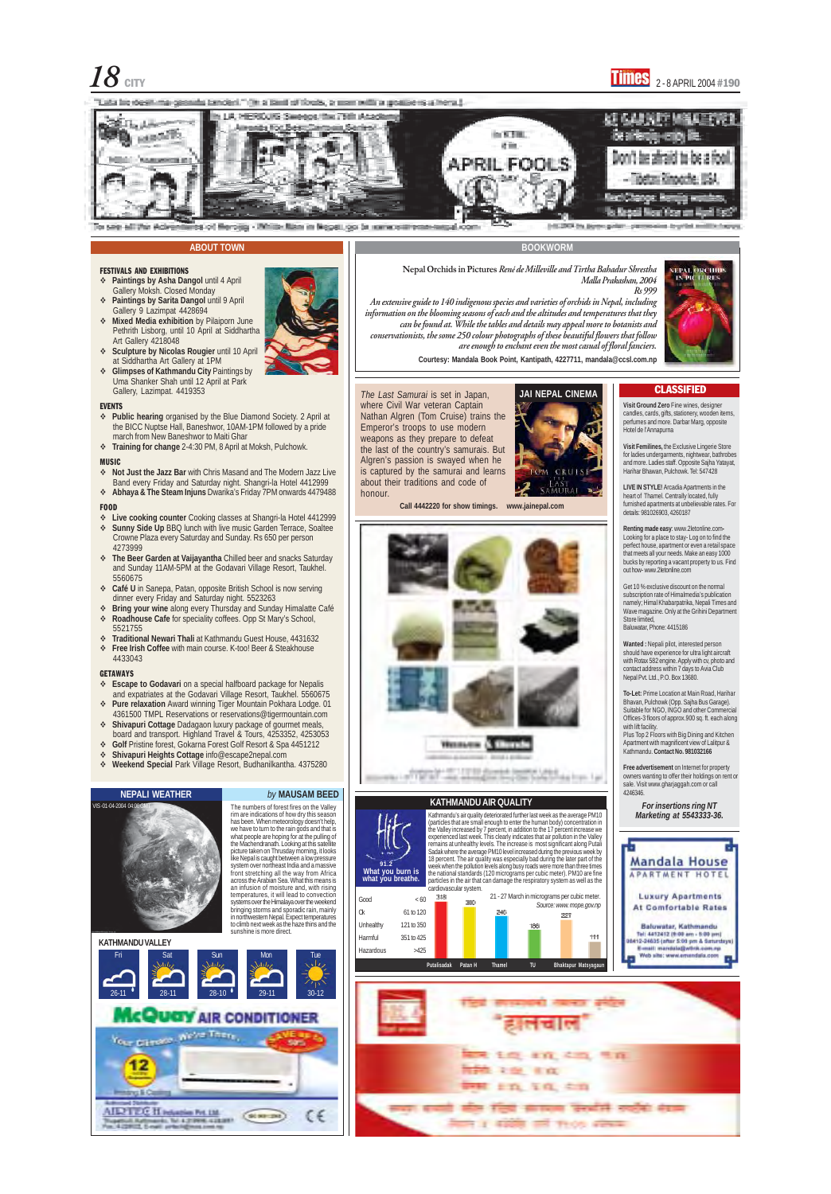## ABOUT TOWN

**FESTIVALS AND EXHIBITIONS**

- **Paintings by Asha Dangol** until 4 April Gallery Moksh. Closed Monday
- **Paintings by Sarita Dangol** until 9 April Gallery 9 Lazimpat 4428694
- **Mixed Media exhibition** by Pilaipom June Pethrith Lisborg, until 10 April at Siddhartha Art Gallery 4218048
- **Sculpture by Nicolas Rougier** until 10 April at Siddhartha Art Gallery at 1PM
- **Glimpses of Kathmandu City** Paintings by Uma Shanker Shah until 12 April at Park Gallery, Lazimpat. 4419353

**EVENTS**

- **Public hearing** organised by the Blue Diamond Society. 2 April at the BICC Nuptse Hall, Baneshwor, 10AM-1PM followed by a pride march from New Baneshwor to Maiti Ghar
- **Training for change** 2-4:30 PM, 8 April at Moksh, Pulchowk.

**MUSIC**

- **Not Just the Jazz Bar** with Chris Masand and The Modern Jazz Live Band every Friday and Saturday night. Shangri-la Hotel 4412999
- **Abhaya & The Steam Injuns** Dwarika's Friday 7PM onwards 4479488

**FOOD**

- **Live cooking counter** Cooking classes at Shangri-la Hotel 4412999
- **Sunny Side Up** BBQ lunch with live music Garden Terrace, Soaltee Crowne Plaza every Saturday and Sunday. Rs 650 per person 4273999
- **The Beer Garden at Vaijayantha** Chilled beer and snacks Saturday and Sunday 11AM-5PM at the Godavari Village Resort, Taukhel. 5560675
- **Café U** in Sanepa, Patan, opposite British School is now serving dinner every Friday and Saturday night. 5523263
- **Bring your wine** along every Thursday and Sunday Himalatte Café
- **Roadhouse Cafe** for speciality coffees. Opp St Mary's School, 5521755
- **Traditional Newari Thali** at Kathmandu Guest House, 4431632
- **Free Irish Coffee** with main course. K-too! Beer & Steakhouse 4433043

**GETAWAYS**

- **Escape to Godavari** on a special halfboard package for Nepalis and expatriates at the Godavari Village Resort, Taukhel. 5560675
- **Pure relaxation** Award winning Tiger Mountain Pokhara Lodge. 01 4361500 TMPL Reservations or reservations@tigermountain.com
- **Shivapuri Cottage** Dadagaon luxury package of gourmet meals, board and transport. Highland Travel & Tours, 4253352, 4253053
- **Golf** Pristine forest, Gokarna Forest Golf Resort & Spa 4451212
- **Shivapuri Heights Cottage** info@escape2nepal.com
- **Weekend Special** Park Village Resort, Budhanilkantha. 4375280

## BOOKWORM

**Nepal Orchids in Pictures** *René de Milleville and Tirtha Bahadur Shrestha*
*Malla Prakashan, 2004*
*Rs 999*

*An extensive guide to 140 indigenous species and varieties of orchids in Nepal, including information on the blooming seasons of each and the altitudes and temperatures that they can be found at. While the tables and details may appeal more to botanists and conservationists, the some 250 colour photographs of these beautiful flowers that follow are enough to enchant even the most casual of floral fanciers.*

Courtesy: Mandala Book Point, Kantipath, 4227711, mandala@ccsl.com.np

## JAI NEPAL CINEMA

*The Last Samurai* is set in Japan, where Civil War veteran Captain Nathan Algren (Tom Cruise) trains the Emperor's troops to use modern weapons as they prepare to defeat the last of the country's samurais. But Algren's passion is swayed when he is captured by the samurai and learns about their traditions and code of honour.

Call 4442220 for show timings. www.jainepal.com

## CLASSIFIED

**Visit Ground Zero** Fine wines, designer candles, cards, gifts, stationery, wooden items, perfumes and more. Darbar Marg, opposite Hotel de l'Annapurna

**Visit Femilines,** the Exclusive Lingerie Store for ladies undergarments, nightwear, bathrobes and more. Ladies staff. Opposite Sajha Yatayat, Harihar Bhawan, Pulchowk. Tel: 547428

**LIVE IN STYLE!** Arcadia Apartments in the heart of Thamel. Centrally located, fully furnished apartments at unbelievable rates. For details: 981026903, 4260187

**Renting made easy**: www.2letonline.com- Looking for a place to stay- Log on to find the perfect house, apartment or even a retail space that meets all your needs. Make an easy 1000 bucks by reporting a vacant property to us. Find out how- www.2letonline.com

Get 10 % exclusive discount on the normal subscription rate of Himalmedia's publication namely; Himal Khabarpatrika, Nepali Times and Wave magazine. Only at the Grihini Department Store limited, Baluwatar, Phone: 4415186

**Wanted :** Nepali pilot, interested person should have experience for ultra light aircraft with Rotax 582 engine. Apply with cv, photo and contact address within 7 days to Avia Club Nepal Pvt. Ltd., P.O. Box 13680.

**To-Let:** Prime Location at Main Road, Harihar Bhavan, Pulchowk (Opp. Sajha Bus Garage). Suitable for NGO, INGO and other Commercial Offices-3 floors of approx.900 sq. ft. each along with lift facility.
Plus Top 2 Floors with Big Dining and Kitchen Apartment with magnificent view of Lalitpur & Kathmandu. **Contact No. 981032166**

**Free advertisement** on Internet for property owners wanting to offer their holdings on rent or sale. Visit www.gharjaggah.com or call 4246346.

*For insertions ring NT Marketing at 5543333-36.*

## NEPALI WEATHER

*by* **MAUSAM BEED**

The numbers of forest fires on the Valley rim are indications of how dry this season has been. When meteorology doesn't help, we have to turn to the rain gods and that is what people are hoping for at the pulling of the Machendranath. Looking at this satellite picture taken on Thrusday morning, it looks like Nepal is caught between a low pressure system over northeast India and a massive front stretching all the way from Africa across the Arabian Sea. What this means is an infusion of moisture and, with rising temperatures, it will lead to convection systems over the Himalaya over the weekend bringing storms and sporadic rain, mainly in northwestern Nepal. Expect temperatures to climb next week as the haze thins and the sunshine is more direct.

**KATHMANDU VALLEY**

| Fri | Sat | Sun | Mon | Tue |
|---|---|---|---|---|
| 26-11 | 28-11 | 28-10 | 29-11 | 30-12 |

## KATHMANDU AIR QUALITY

Kathmandu's air quality deteriorated further last week as the average PM10 (particles that are small enough to enter the human body) concentration in the Valley increased by 7 percent, in addition to the 17 percent increase we experienced last week. This clearly indicates that air pollution in the Valley remains at unhealthy levels. The increase is most significant along Putali Sadak where the average PM10 level increased during the previous week by 18 percent. The air quality was especially bad during the later part of the week when the pollution levels along busy roads were more than three times the national standards (120 micrograms per cubic meter). PM10 are fine particles in the air that can damage the respiratory system as well as the cardiovascular system.

What you burn is what you breathe.

21 - 27 March in micrograms per cubic meter.
*Source: www.mope.gov.np*

| Category | Range |
|---|---|
| Good | < 60 |
| Ok | 61 to 120 |
| Unhealthy | 121 to 350 |
| Harmful | 351 to 425 |
| Hazardous | >425 |

| Putalisadak | Patan H | Thamel | TU | Bhaktapur | Matsyagaun |
|---|---|---|---|---|---|
| 318 | 280 | 246 | 186 | 227 | 111 |

**Mandala House**
APARTMENT HOTEL
Luxury Apartments At Comfortable Rates
Baluwatar, Kathmandu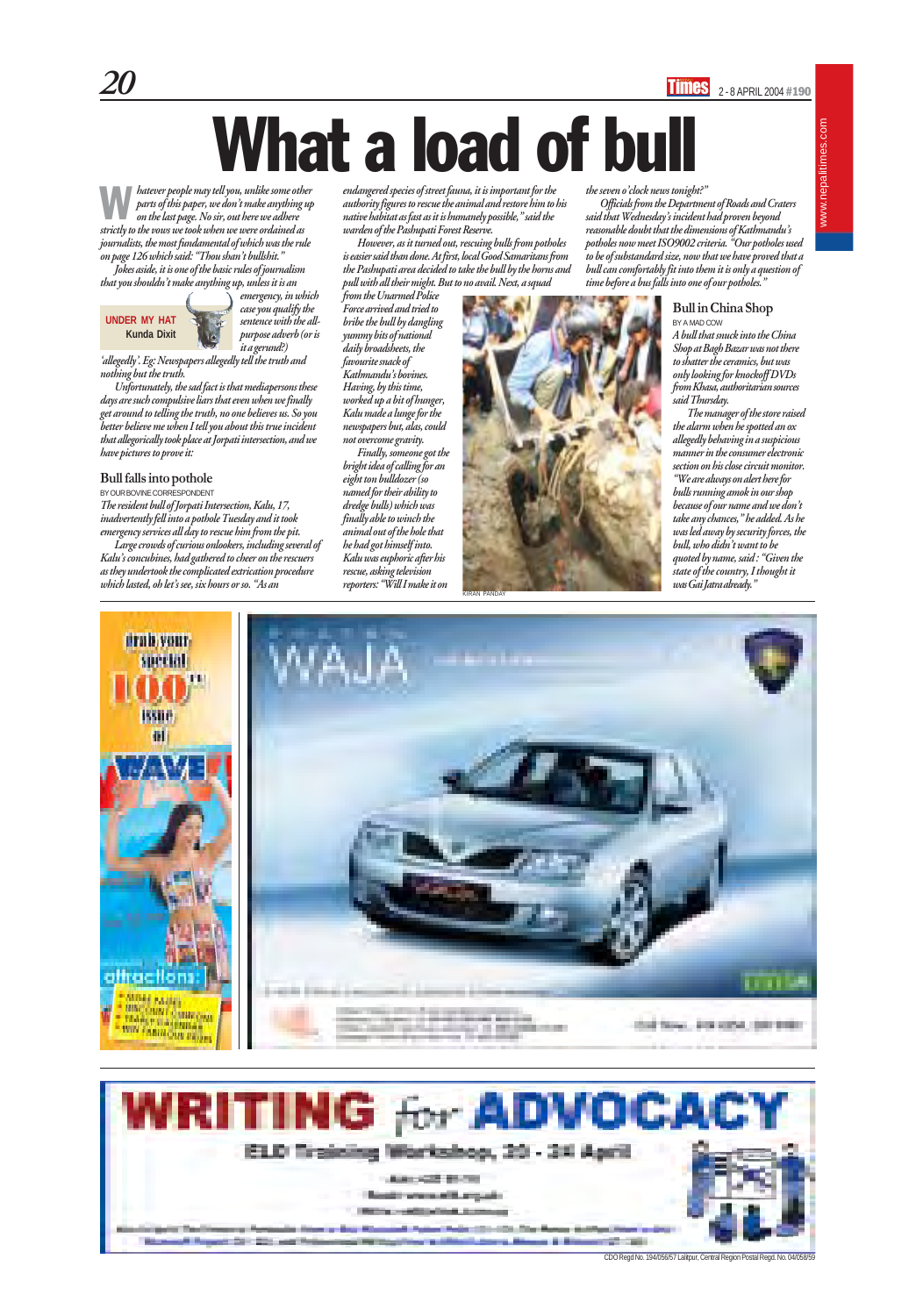# What a load of bull

*Whatever people may tell you, unlike some other parts of this paper, we don't make anything up on the last page. No sir, out here we adhere strictly to the vows we took when we were ordained as journalists, the most fundamental of which was the rule on page 126 which said: "Thou shan't bullshit."*

*Jokes aside, it is one of the basic rules of journalism that you shouldn't make anything up, unless it is an emergency, in which case you qualify the sentence with the all-purpose adverb (or is it a gerund?) 'allegedly'. Eg: Newspapers allegedly tell the truth and nothing but the truth.*

**UNDER MY HAT**
**Kunda Dixit**

*Unfortunately, the sad fact is that mediapersons these days are such compulsive liars that even when we finally get around to telling the truth, no one believes us. So you better believe me when I tell you about this true incident that allegorically took place at Jorpati intersection, and we have pictures to prove it:*

## Bull falls into pothole

BY OUR BOVINE CORRESPONDENT

*The resident bull of Jorpati Intersection, Kalu, 17, inadvertently fell into a pothole Tuesday and it took emergency services all day to rescue him from the pit.*

*Large crowds of curious onlookers, including several of Kalu's concubines, had gathered to cheer on the rescuers as they undertook the complicated extrication procedure which lasted, oh let's see, six hours or so. "As an endangered species of street fauna, it is important for the authority figures to rescue the animal and restore him to his native habitat as fast as it is humanely possible," said the warden of the Pashupati Forest Reserve.*

*However, as it turned out, rescuing bulls from potholes is easier said than done. At first, local Good Samaritans from the Pashupati area decided to take the bull by the horns and pull with all their might. But to no avail. Next, a squad from the Unarmed Police Force arrived and tried to bribe the bull by dangling yummy bits of national daily broadsheets, the favourite snack of Kathmandu's bovines. Having, by this time, worked up a bit of hunger, Kalu made a lunge for the newspapers but, alas, could not overcome gravity.*

*Finally, someone got the bright idea of calling for an eight ton bulldozer (so named for their ability to dredge bulls) which was finally able to winch the animal out of the hole that he had got himself into. Kalu was euphoric after his rescue, asking television reporters: "Will I make it on the seven o'clock news tonight?"*

*Officials from the Department of Roads and Craters said that Wednesday's incident had proven beyond reasonable doubt that the dimensions of Kathmandu's potholes now meet ISO9002 criteria. "Our potholes used to be of substandard size, now that we have proved that a bull can comfortably fit into them it is only a question of time before a bus falls into one of our potholes."*

KIRAN PANDAY

## Bull in China Shop

BY A MAD COW

*A bull that snuck into the China Shop at Bagh Bazar was not there to shatter the ceramics, but was only looking for knockoff DVDs from Khasa, authoritarian sources said Thursday.*

*The manager of the store raised the alarm when he spotted an ox allegedly behaving in a suspicious manner in the consumer electronic section on his close circuit monitor. "We are always on alert here for bulls running amok in our shop because of our name and we don't take any chances," he added. As he was led away by security forces, the bull, who didn't want to be quoted by name, said: "Given the state of the country, I thought it was Gai Jatra already."*

Grab your special 100th issue of WAVE

attractions:

WAJA

WRITING for ADVOCACY